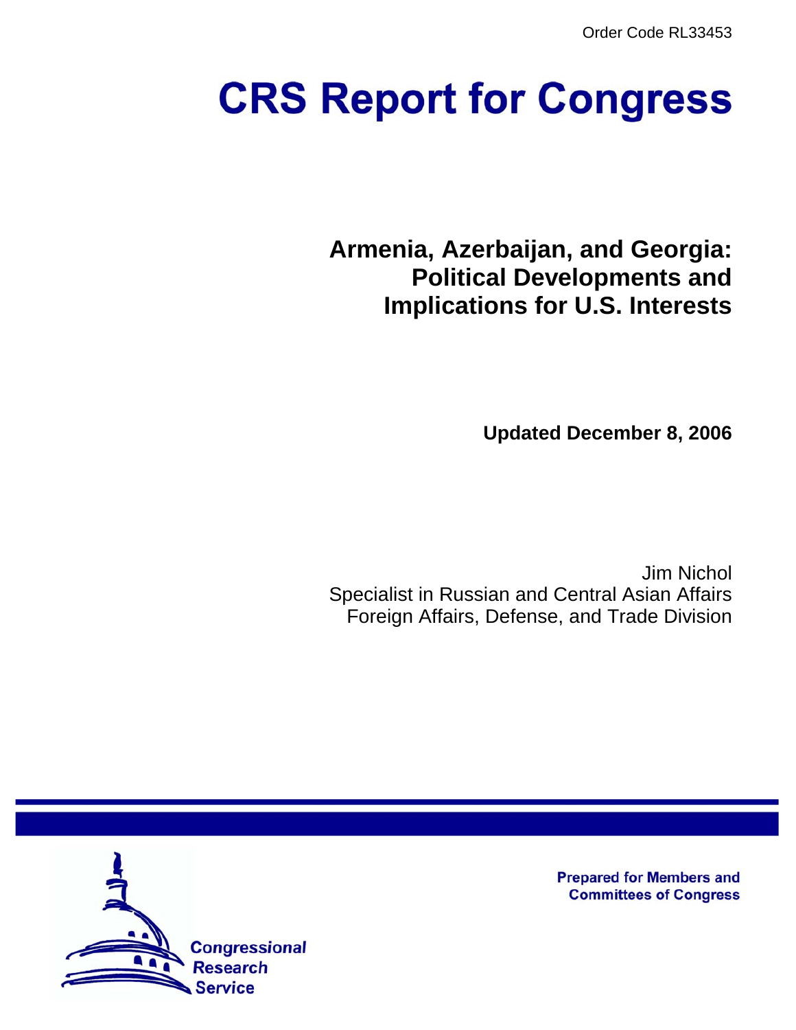Order Code RL33453

# CRS Report for Congress

## Armenia, Azerbaijan, and Georgia: Political Developments and Implications for U.S. Interests

**Updated December 8, 2006**

Jim Nichol
Specialist in Russian and Central Asian Affairs
Foreign Affairs, Defense, and Trade Division

Prepared for Members and Committees of Congress

Congressional Research Service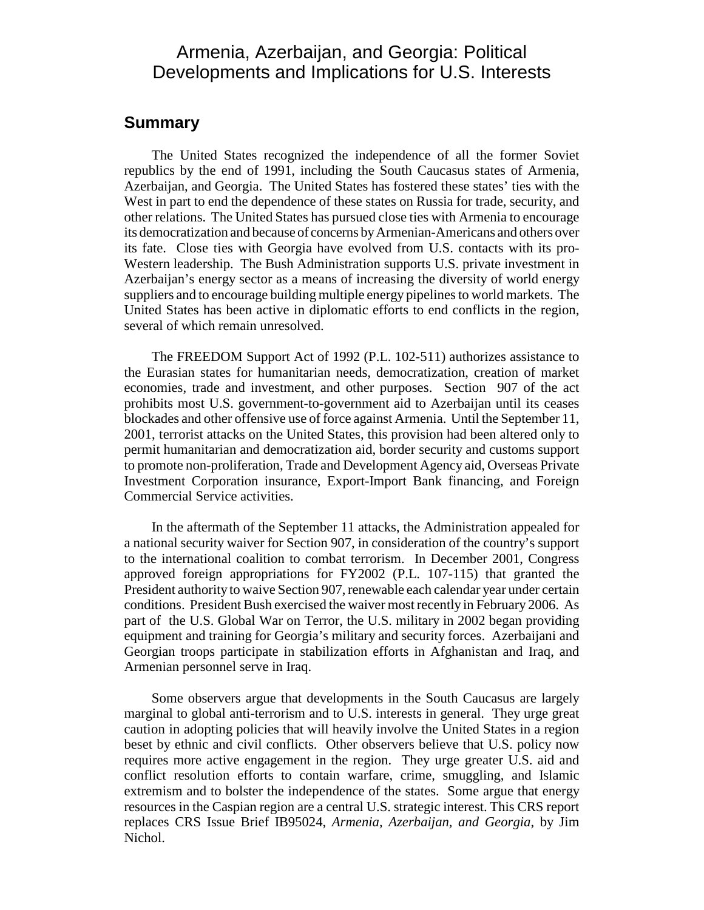# Armenia, Azerbaijan, and Georgia: Political Developments and Implications for U.S. Interests

## Summary

The United States recognized the independence of all the former Soviet republics by the end of 1991, including the South Caucasus states of Armenia, Azerbaijan, and Georgia. The United States has fostered these states' ties with the West in part to end the dependence of these states on Russia for trade, security, and other relations. The United States has pursued close ties with Armenia to encourage its democratization and because of concerns by Armenian-Americans and others over its fate. Close ties with Georgia have evolved from U.S. contacts with its pro-Western leadership. The Bush Administration supports U.S. private investment in Azerbaijan's energy sector as a means of increasing the diversity of world energy suppliers and to encourage building multiple energy pipelines to world markets. The United States has been active in diplomatic efforts to end conflicts in the region, several of which remain unresolved.

The FREEDOM Support Act of 1992 (P.L. 102-511) authorizes assistance to the Eurasian states for humanitarian needs, democratization, creation of market economies, trade and investment, and other purposes. Section 907 of the act prohibits most U.S. government-to-government aid to Azerbaijan until its ceases blockades and other offensive use of force against Armenia. Until the September 11, 2001, terrorist attacks on the United States, this provision had been altered only to permit humanitarian and democratization aid, border security and customs support to promote non-proliferation, Trade and Development Agency aid, Overseas Private Investment Corporation insurance, Export-Import Bank financing, and Foreign Commercial Service activities.

In the aftermath of the September 11 attacks, the Administration appealed for a national security waiver for Section 907, in consideration of the country's support to the international coalition to combat terrorism. In December 2001, Congress approved foreign appropriations for FY2002 (P.L. 107-115) that granted the President authority to waive Section 907, renewable each calendar year under certain conditions. President Bush exercised the waiver most recently in February 2006. As part of the U.S. Global War on Terror, the U.S. military in 2002 began providing equipment and training for Georgia's military and security forces. Azerbaijani and Georgian troops participate in stabilization efforts in Afghanistan and Iraq, and Armenian personnel serve in Iraq.

Some observers argue that developments in the South Caucasus are largely marginal to global anti-terrorism and to U.S. interests in general. They urge great caution in adopting policies that will heavily involve the United States in a region beset by ethnic and civil conflicts. Other observers believe that U.S. policy now requires more active engagement in the region. They urge greater U.S. aid and conflict resolution efforts to contain warfare, crime, smuggling, and Islamic extremism and to bolster the independence of the states. Some argue that energy resources in the Caspian region are a central U.S. strategic interest. This CRS report replaces CRS Issue Brief IB95024, *Armenia, Azerbaijan, and Georgia*, by Jim Nichol.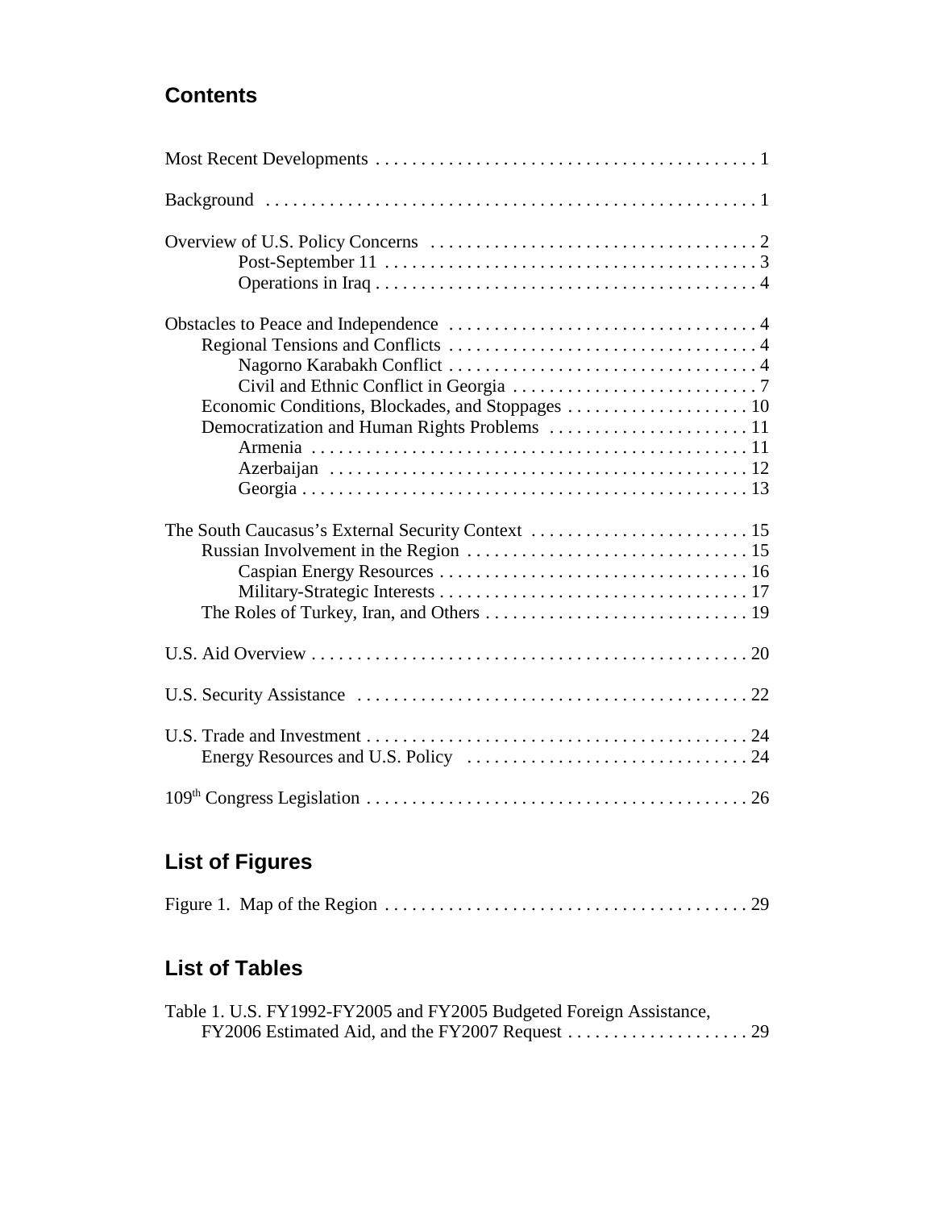## Contents

Most Recent Developments . . . . . . . . . . . . . . . . . . . . . . . . . . . . . . . . . . . . . . . . . 1

Background . . . . . . . . . . . . . . . . . . . . . . . . . . . . . . . . . . . . . . . . . . . . . . . . . . . . 1

Overview of U.S. Policy Concerns . . . . . . . . . . . . . . . . . . . . . . . . . . . . . . . . . . . 2
- Post-September 11 . . . . . . . . . . . . . . . . . . . . . . . . . . . . . . . . . . . . . . . . 3
- Operations in Iraq . . . . . . . . . . . . . . . . . . . . . . . . . . . . . . . . . . . . . . . . . 4

Obstacles to Peace and Independence . . . . . . . . . . . . . . . . . . . . . . . . . . . . . . . . . 4
- Regional Tensions and Conflicts . . . . . . . . . . . . . . . . . . . . . . . . . . . . . . . . . 4
  - Nagorno Karabakh Conflict . . . . . . . . . . . . . . . . . . . . . . . . . . . . . . . . . 4
  - Civil and Ethnic Conflict in Georgia . . . . . . . . . . . . . . . . . . . . . . . . . . . 7
- Economic Conditions, Blockades, and Stoppages . . . . . . . . . . . . . . . . . . . . 10
- Democratization and Human Rights Problems . . . . . . . . . . . . . . . . . . . . . . 11
  - Armenia . . . . . . . . . . . . . . . . . . . . . . . . . . . . . . . . . . . . . . . . . . . . . . . 11
  - Azerbaijan . . . . . . . . . . . . . . . . . . . . . . . . . . . . . . . . . . . . . . . . . . . . . 12
  - Georgia . . . . . . . . . . . . . . . . . . . . . . . . . . . . . . . . . . . . . . . . . . . . . . . . 13

The South Caucasus's External Security Context . . . . . . . . . . . . . . . . . . . . . . . . 15
- Russian Involvement in the Region . . . . . . . . . . . . . . . . . . . . . . . . . . . . . . . 15
  - Caspian Energy Resources . . . . . . . . . . . . . . . . . . . . . . . . . . . . . . . . . . 16
  - Military-Strategic Interests . . . . . . . . . . . . . . . . . . . . . . . . . . . . . . . . . . 17
- The Roles of Turkey, Iran, and Others . . . . . . . . . . . . . . . . . . . . . . . . . . . . 19

U.S. Aid Overview . . . . . . . . . . . . . . . . . . . . . . . . . . . . . . . . . . . . . . . . . . . . . . . 20

U.S. Security Assistance . . . . . . . . . . . . . . . . . . . . . . . . . . . . . . . . . . . . . . . . . . . 22

U.S. Trade and Investment . . . . . . . . . . . . . . . . . . . . . . . . . . . . . . . . . . . . . . . . . 24
- Energy Resources and U.S. Policy . . . . . . . . . . . . . . . . . . . . . . . . . . . . . . . 24

109th Congress Legislation . . . . . . . . . . . . . . . . . . . . . . . . . . . . . . . . . . . . . . . . . . 26

## List of Figures

Figure 1. Map of the Region . . . . . . . . . . . . . . . . . . . . . . . . . . . . . . . . . . . . . . . . 29

## List of Tables

Table 1. U.S. FY1992-FY2005 and FY2005 Budgeted Foreign Assistance, FY2006 Estimated Aid, and the FY2007 Request . . . . . . . . . . . . . . . . . . . . 29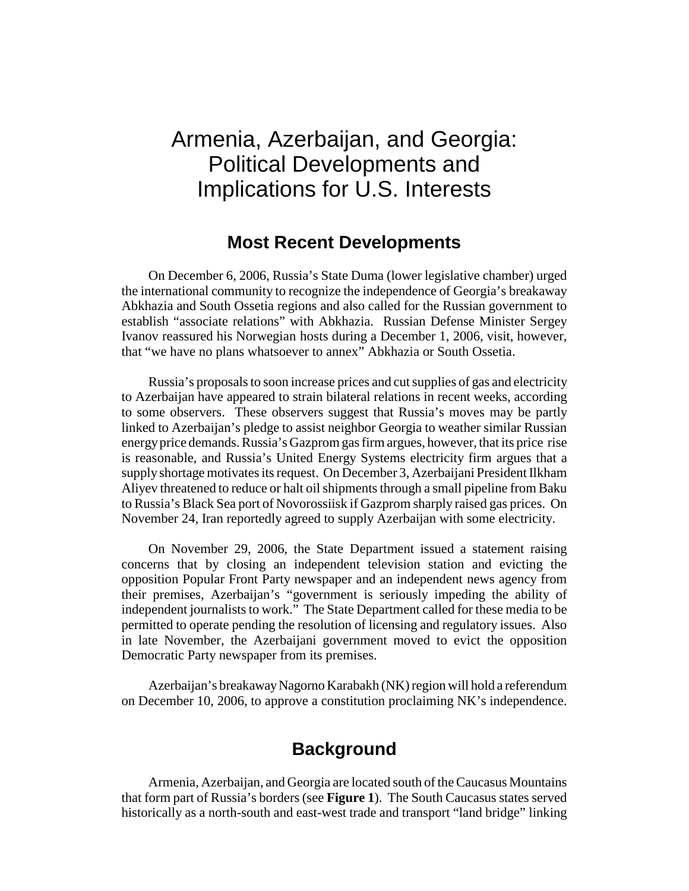# Armenia, Azerbaijan, and Georgia: Political Developments and Implications for U.S. Interests

## Most Recent Developments

On December 6, 2006, Russia's State Duma (lower legislative chamber) urged the international community to recognize the independence of Georgia's breakaway Abkhazia and South Ossetia regions and also called for the Russian government to establish "associate relations" with Abkhazia. Russian Defense Minister Sergey Ivanov reassured his Norwegian hosts during a December 1, 2006, visit, however, that "we have no plans whatsoever to annex" Abkhazia or South Ossetia.

Russia's proposals to soon increase prices and cut supplies of gas and electricity to Azerbaijan have appeared to strain bilateral relations in recent weeks, according to some observers. These observers suggest that Russia's moves may be partly linked to Azerbaijan's pledge to assist neighbor Georgia to weather similar Russian energy price demands. Russia's Gazprom gas firm argues, however, that its price rise is reasonable, and Russia's United Energy Systems electricity firm argues that a supply shortage motivates its request. On December 3, Azerbaijani President Ilkham Aliyev threatened to reduce or halt oil shipments through a small pipeline from Baku to Russia's Black Sea port of Novorossiisk if Gazprom sharply raised gas prices. On November 24, Iran reportedly agreed to supply Azerbaijan with some electricity.

On November 29, 2006, the State Department issued a statement raising concerns that by closing an independent television station and evicting the opposition Popular Front Party newspaper and an independent news agency from their premises, Azerbaijan's "government is seriously impeding the ability of independent journalists to work." The State Department called for these media to be permitted to operate pending the resolution of licensing and regulatory issues. Also in late November, the Azerbaijani government moved to evict the opposition Democratic Party newspaper from its premises.

Azerbaijan's breakaway Nagorno Karabakh (NK) region will hold a referendum on December 10, 2006, to approve a constitution proclaiming NK's independence.

## Background

Armenia, Azerbaijan, and Georgia are located south of the Caucasus Mountains that form part of Russia's borders (see **Figure 1**). The South Caucasus states served historically as a north-south and east-west trade and transport "land bridge" linking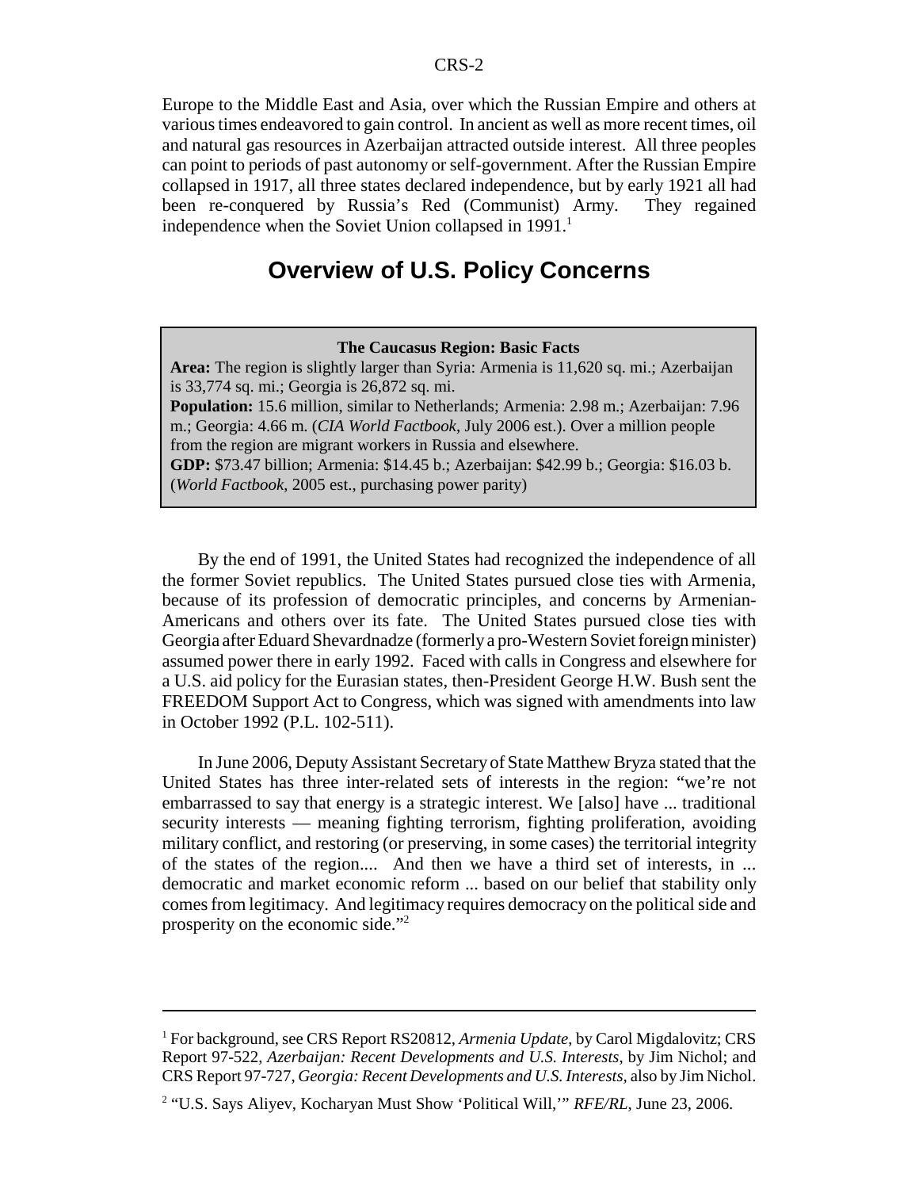Europe to the Middle East and Asia, over which the Russian Empire and others at various times endeavored to gain control. In ancient as well as more recent times, oil and natural gas resources in Azerbaijan attracted outside interest. All three peoples can point to periods of past autonomy or self-government. After the Russian Empire collapsed in 1917, all three states declared independence, but by early 1921 all had been re-conquered by Russia's Red (Communist) Army. They regained independence when the Soviet Union collapsed in 1991.[1]

## Overview of U.S. Policy Concerns

> **The Caucasus Region: Basic Facts**
>
> **Area:** The region is slightly larger than Syria: Armenia is 11,620 sq. mi.; Azerbaijan is 33,774 sq. mi.; Georgia is 26,872 sq. mi.
>
> **Population:** 15.6 million, similar to Netherlands; Armenia: 2.98 m.; Azerbaijan: 7.96 m.; Georgia: 4.66 m. (*CIA World Factbook*, July 2006 est.). Over a million people from the region are migrant workers in Russia and elsewhere.
>
> **GDP:** $73.47 billion; Armenia: $14.45 b.; Azerbaijan: $42.99 b.; Georgia: $16.03 b. (*World Factbook*, 2005 est., purchasing power parity)

By the end of 1991, the United States had recognized the independence of all the former Soviet republics. The United States pursued close ties with Armenia, because of its profession of democratic principles, and concerns by Armenian-Americans and others over its fate. The United States pursued close ties with Georgia after Eduard Shevardnadze (formerly a pro-Western Soviet foreign minister) assumed power there in early 1992. Faced with calls in Congress and elsewhere for a U.S. aid policy for the Eurasian states, then-President George H.W. Bush sent the FREEDOM Support Act to Congress, which was signed with amendments into law in October 1992 (P.L. 102-511).

In June 2006, Deputy Assistant Secretary of State Matthew Bryza stated that the United States has three inter-related sets of interests in the region: "we're not embarrassed to say that energy is a strategic interest. We [also] have ... traditional security interests — meaning fighting terrorism, fighting proliferation, avoiding military conflict, and restoring (or preserving, in some cases) the territorial integrity of the states of the region.... And then we have a third set of interests, in ... democratic and market economic reform ... based on our belief that stability only comes from legitimacy. And legitimacy requires democracy on the political side and prosperity on the economic side."[2]

---

[1] For background, see CRS Report RS20812, *Armenia Update*, by Carol Migdalovitz; CRS Report 97-522, *Azerbaijan: Recent Developments and U.S. Interests*, by Jim Nichol; and CRS Report 97-727, *Georgia: Recent Developments and U.S. Interests*, also by Jim Nichol.

[2] "U.S. Says Aliyev, Kocharyan Must Show 'Political Will,'" *RFE/RL*, June 23, 2006.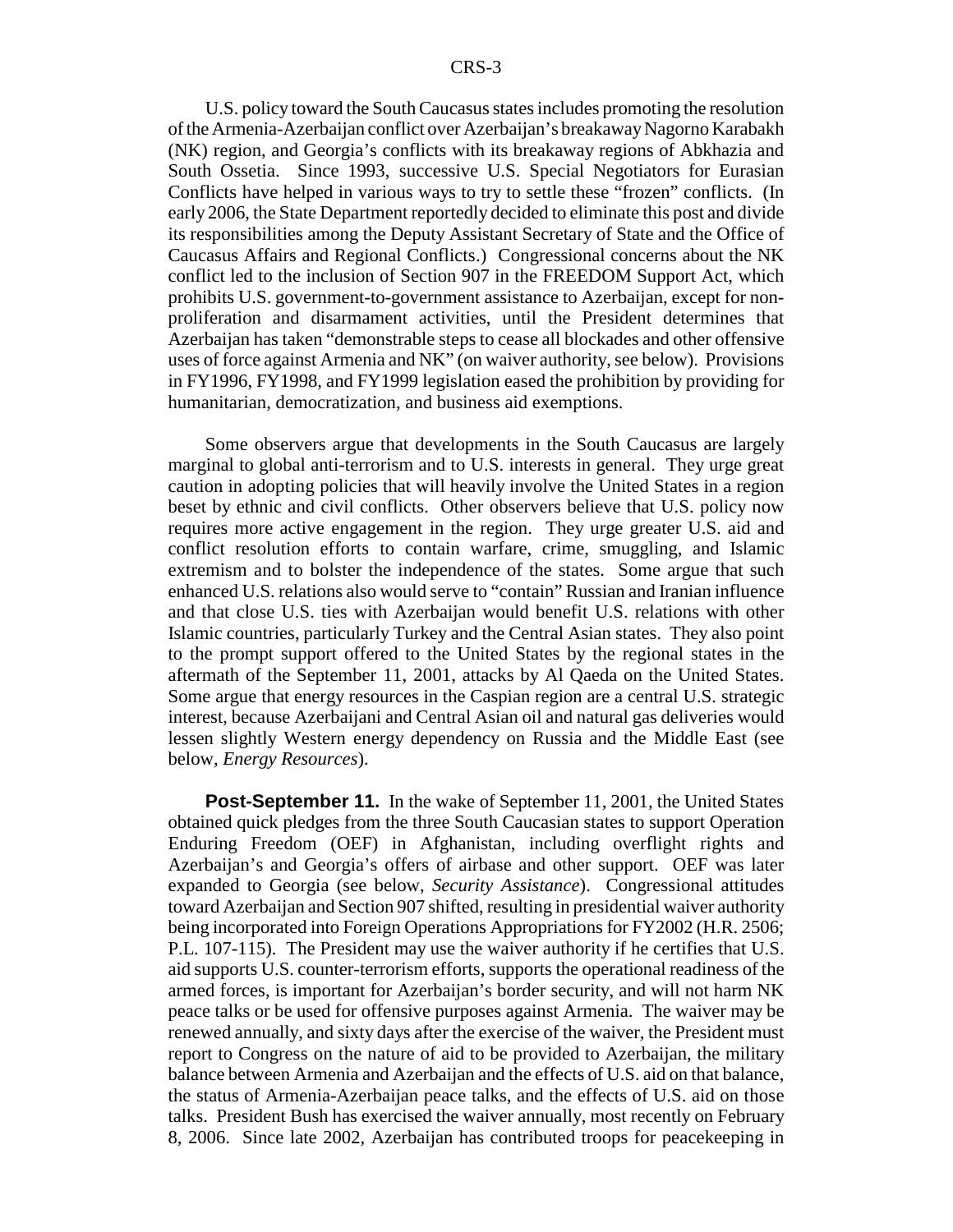U.S. policy toward the South Caucasus states includes promoting the resolution of the Armenia-Azerbaijan conflict over Azerbaijan's breakaway Nagorno Karabakh (NK) region, and Georgia's conflicts with its breakaway regions of Abkhazia and South Ossetia. Since 1993, successive U.S. Special Negotiators for Eurasian Conflicts have helped in various ways to try to settle these "frozen" conflicts. (In early 2006, the State Department reportedly decided to eliminate this post and divide its responsibilities among the Deputy Assistant Secretary of State and the Office of Caucasus Affairs and Regional Conflicts.) Congressional concerns about the NK conflict led to the inclusion of Section 907 in the FREEDOM Support Act, which prohibits U.S. government-to-government assistance to Azerbaijan, except for non-proliferation and disarmament activities, until the President determines that Azerbaijan has taken "demonstrable steps to cease all blockades and other offensive uses of force against Armenia and NK" (on waiver authority, see below). Provisions in FY1996, FY1998, and FY1999 legislation eased the prohibition by providing for humanitarian, democratization, and business aid exemptions.

Some observers argue that developments in the South Caucasus are largely marginal to global anti-terrorism and to U.S. interests in general. They urge great caution in adopting policies that will heavily involve the United States in a region beset by ethnic and civil conflicts. Other observers believe that U.S. policy now requires more active engagement in the region. They urge greater U.S. aid and conflict resolution efforts to contain warfare, crime, smuggling, and Islamic extremism and to bolster the independence of the states. Some argue that such enhanced U.S. relations also would serve to "contain" Russian and Iranian influence and that close U.S. ties with Azerbaijan would benefit U.S. relations with other Islamic countries, particularly Turkey and the Central Asian states. They also point to the prompt support offered to the United States by the regional states in the aftermath of the September 11, 2001, attacks by Al Qaeda on the United States. Some argue that energy resources in the Caspian region are a central U.S. strategic interest, because Azerbaijani and Central Asian oil and natural gas deliveries would lessen slightly Western energy dependency on Russia and the Middle East (see below, *Energy Resources*).

**Post-September 11.** In the wake of September 11, 2001, the United States obtained quick pledges from the three South Caucasian states to support Operation Enduring Freedom (OEF) in Afghanistan, including overflight rights and Azerbaijan's and Georgia's offers of airbase and other support. OEF was later expanded to Georgia (see below, *Security Assistance*). Congressional attitudes toward Azerbaijan and Section 907 shifted, resulting in presidential waiver authority being incorporated into Foreign Operations Appropriations for FY2002 (H.R. 2506; P.L. 107-115). The President may use the waiver authority if he certifies that U.S. aid supports U.S. counter-terrorism efforts, supports the operational readiness of the armed forces, is important for Azerbaijan's border security, and will not harm NK peace talks or be used for offensive purposes against Armenia. The waiver may be renewed annually, and sixty days after the exercise of the waiver, the President must report to Congress on the nature of aid to be provided to Azerbaijan, the military balance between Armenia and Azerbaijan and the effects of U.S. aid on that balance, the status of Armenia-Azerbaijan peace talks, and the effects of U.S. aid on those talks. President Bush has exercised the waiver annually, most recently on February 8, 2006. Since late 2002, Azerbaijan has contributed troops for peacekeeping in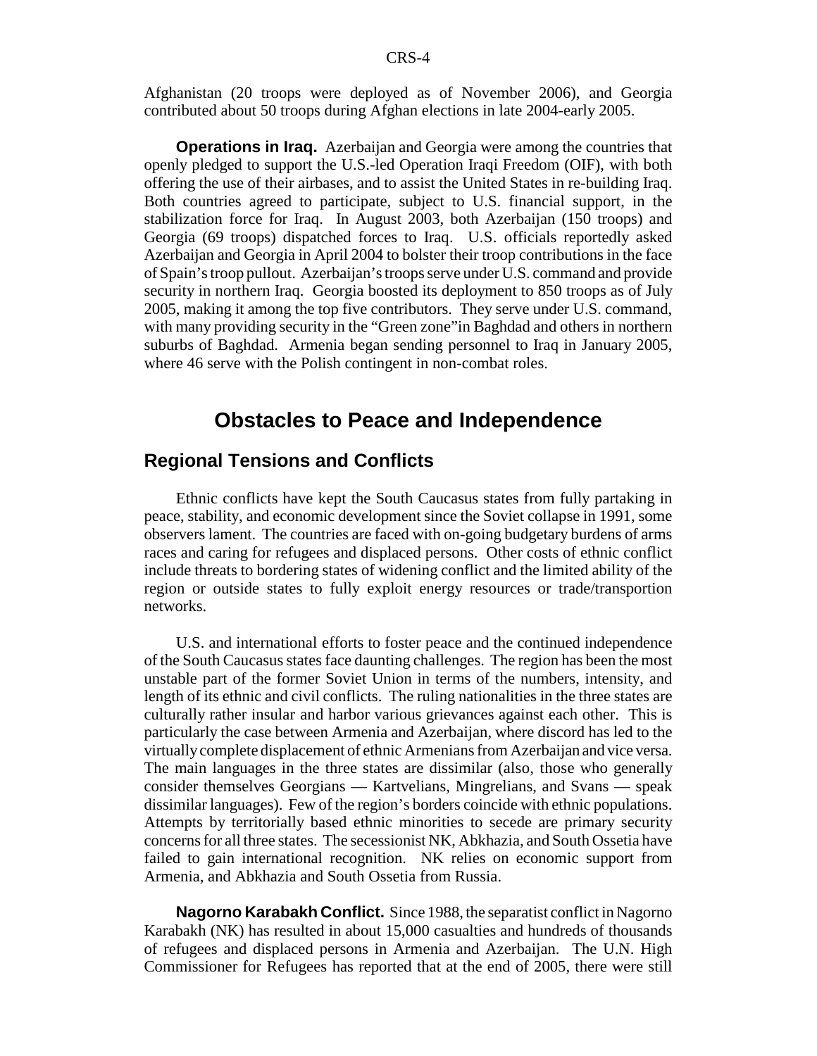Afghanistan (20 troops were deployed as of November 2006), and Georgia contributed about 50 troops during Afghan elections in late 2004-early 2005.

**Operations in Iraq.** Azerbaijan and Georgia were among the countries that openly pledged to support the U.S.-led Operation Iraqi Freedom (OIF), with both offering the use of their airbases, and to assist the United States in re-building Iraq. Both countries agreed to participate, subject to U.S. financial support, in the stabilization force for Iraq. In August 2003, both Azerbaijan (150 troops) and Georgia (69 troops) dispatched forces to Iraq. U.S. officials reportedly asked Azerbaijan and Georgia in April 2004 to bolster their troop contributions in the face of Spain's troop pullout. Azerbaijan's troops serve under U.S. command and provide security in northern Iraq. Georgia boosted its deployment to 850 troops as of July 2005, making it among the top five contributors. They serve under U.S. command, with many providing security in the "Green zone"in Baghdad and others in northern suburbs of Baghdad. Armenia began sending personnel to Iraq in January 2005, where 46 serve with the Polish contingent in non-combat roles.

# Obstacles to Peace and Independence

## Regional Tensions and Conflicts

Ethnic conflicts have kept the South Caucasus states from fully partaking in peace, stability, and economic development since the Soviet collapse in 1991, some observers lament. The countries are faced with on-going budgetary burdens of arms races and caring for refugees and displaced persons. Other costs of ethnic conflict include threats to bordering states of widening conflict and the limited ability of the region or outside states to fully exploit energy resources or trade/transportion networks.

U.S. and international efforts to foster peace and the continued independence of the South Caucasus states face daunting challenges. The region has been the most unstable part of the former Soviet Union in terms of the numbers, intensity, and length of its ethnic and civil conflicts. The ruling nationalities in the three states are culturally rather insular and harbor various grievances against each other. This is particularly the case between Armenia and Azerbaijan, where discord has led to the virtually complete displacement of ethnic Armenians from Azerbaijan and vice versa. The main languages in the three states are dissimilar (also, those who generally consider themselves Georgians — Kartvelians, Mingrelians, and Svans — speak dissimilar languages). Few of the region's borders coincide with ethnic populations. Attempts by territorially based ethnic minorities to secede are primary security concerns for all three states. The secessionist NK, Abkhazia, and South Ossetia have failed to gain international recognition. NK relies on economic support from Armenia, and Abkhazia and South Ossetia from Russia.

**Nagorno Karabakh Conflict.** Since 1988, the separatist conflict in Nagorno Karabakh (NK) has resulted in about 15,000 casualties and hundreds of thousands of refugees and displaced persons in Armenia and Azerbaijan. The U.N. High Commissioner for Refugees has reported that at the end of 2005, there were still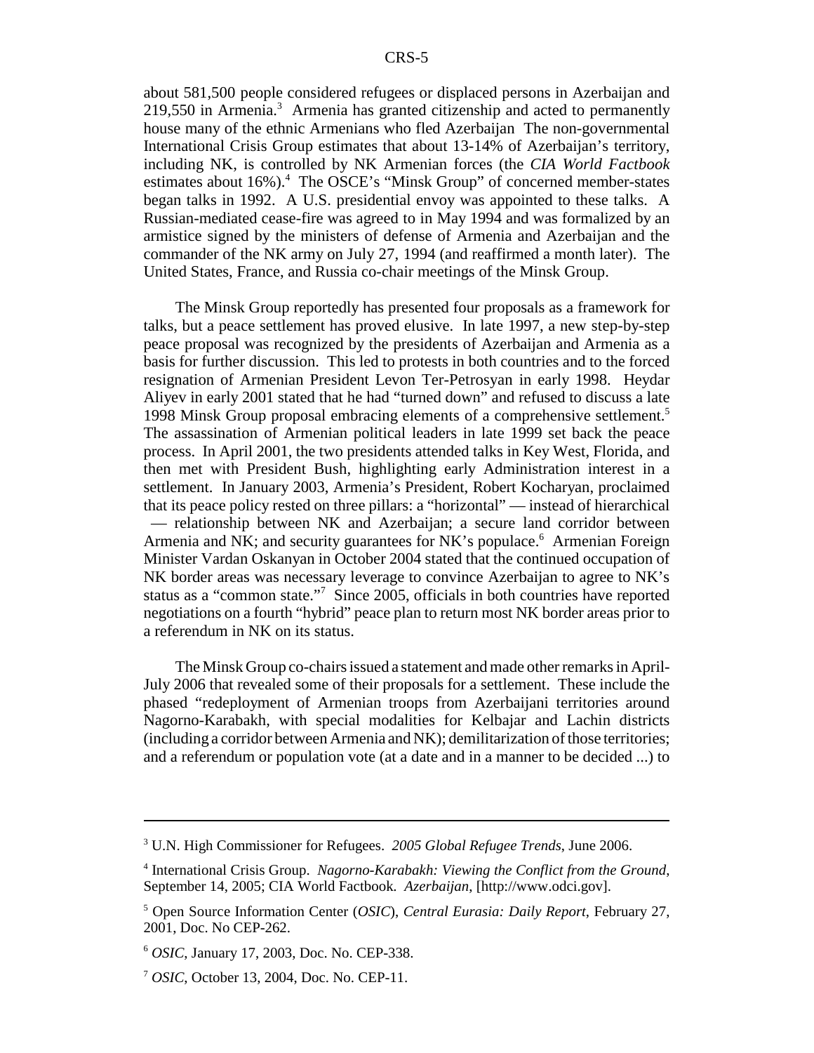about 581,500 people considered refugees or displaced persons in Azerbaijan and 219,550 in Armenia.[3] Armenia has granted citizenship and acted to permanently house many of the ethnic Armenians who fled Azerbaijan The non-governmental International Crisis Group estimates that about 13-14% of Azerbaijan's territory, including NK, is controlled by NK Armenian forces (the *CIA World Factbook* estimates about 16%).[4] The OSCE's "Minsk Group" of concerned member-states began talks in 1992. A U.S. presidential envoy was appointed to these talks. A Russian-mediated cease-fire was agreed to in May 1994 and was formalized by an armistice signed by the ministers of defense of Armenia and Azerbaijan and the commander of the NK army on July 27, 1994 (and reaffirmed a month later). The United States, France, and Russia co-chair meetings of the Minsk Group.

The Minsk Group reportedly has presented four proposals as a framework for talks, but a peace settlement has proved elusive. In late 1997, a new step-by-step peace proposal was recognized by the presidents of Azerbaijan and Armenia as a basis for further discussion. This led to protests in both countries and to the forced resignation of Armenian President Levon Ter-Petrosyan in early 1998. Heydar Aliyev in early 2001 stated that he had "turned down" and refused to discuss a late 1998 Minsk Group proposal embracing elements of a comprehensive settlement.[5] The assassination of Armenian political leaders in late 1999 set back the peace process. In April 2001, the two presidents attended talks in Key West, Florida, and then met with President Bush, highlighting early Administration interest in a settlement. In January 2003, Armenia's President, Robert Kocharyan, proclaimed that its peace policy rested on three pillars: a "horizontal" — instead of hierarchical — relationship between NK and Azerbaijan; a secure land corridor between Armenia and NK; and security guarantees for NK's populace.[6] Armenian Foreign Minister Vardan Oskanyan in October 2004 stated that the continued occupation of NK border areas was necessary leverage to convince Azerbaijan to agree to NK's status as a "common state."[7] Since 2005, officials in both countries have reported negotiations on a fourth "hybrid" peace plan to return most NK border areas prior to a referendum in NK on its status.

The Minsk Group co-chairs issued a statement and made other remarks in April-July 2006 that revealed some of their proposals for a settlement. These include the phased "redeployment of Armenian troops from Azerbaijani territories around Nagorno-Karabakh, with special modalities for Kelbajar and Lachin districts (including a corridor between Armenia and NK); demilitarization of those territories; and a referendum or population vote (at a date and in a manner to be decided ...) to

---

[3] U.N. High Commissioner for Refugees. *2005 Global Refugee Trends*, June 2006.

[4] International Crisis Group. *Nagorno-Karabakh: Viewing the Conflict from the Ground*, September 14, 2005; CIA World Factbook. *Azerbaijan*, [http://www.odci.gov].

[5] Open Source Information Center (*OSIC*), *Central Eurasia: Daily Report*, February 27, 2001, Doc. No CEP-262.

[6] *OSIC*, January 17, 2003, Doc. No. CEP-338.

[7] *OSIC*, October 13, 2004, Doc. No. CEP-11.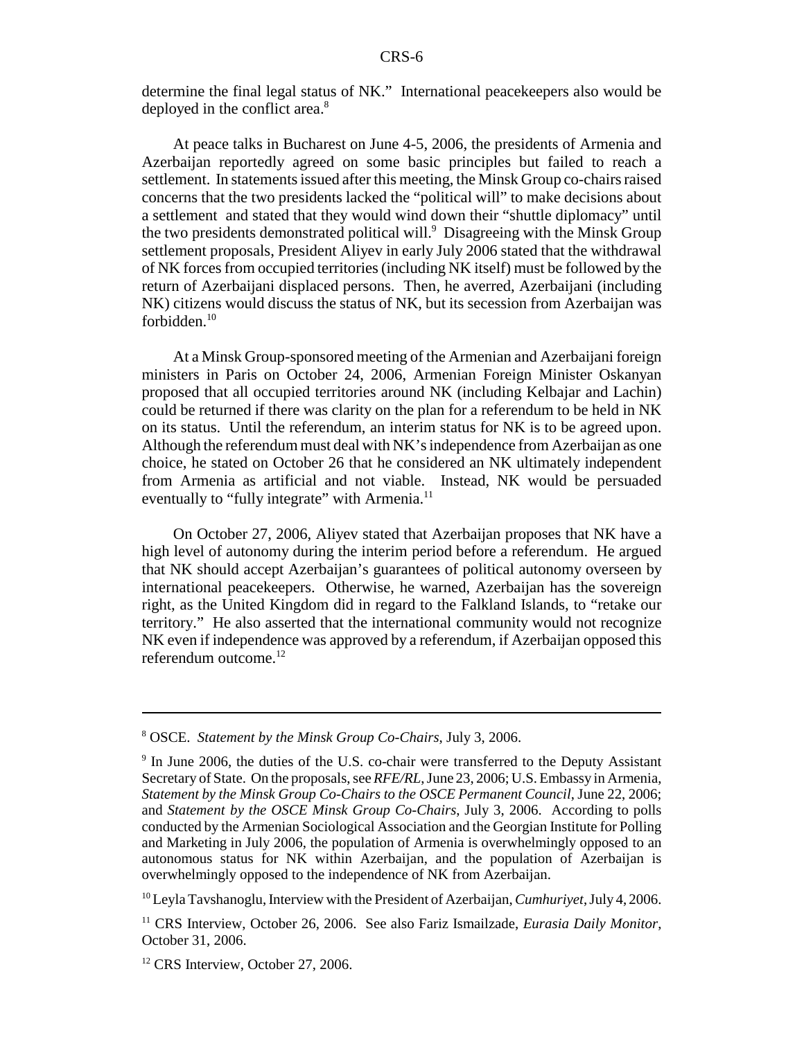determine the final legal status of NK." International peacekeepers also would be deployed in the conflict area.[8]

At peace talks in Bucharest on June 4-5, 2006, the presidents of Armenia and Azerbaijan reportedly agreed on some basic principles but failed to reach a settlement. In statements issued after this meeting, the Minsk Group co-chairs raised concerns that the two presidents lacked the "political will" to make decisions about a settlement and stated that they would wind down their "shuttle diplomacy" until the two presidents demonstrated political will.[9] Disagreeing with the Minsk Group settlement proposals, President Aliyev in early July 2006 stated that the withdrawal of NK forces from occupied territories (including NK itself) must be followed by the return of Azerbaijani displaced persons. Then, he averred, Azerbaijani (including NK) citizens would discuss the status of NK, but its secession from Azerbaijan was forbidden.[10]

At a Minsk Group-sponsored meeting of the Armenian and Azerbaijani foreign ministers in Paris on October 24, 2006, Armenian Foreign Minister Oskanyan proposed that all occupied territories around NK (including Kelbajar and Lachin) could be returned if there was clarity on the plan for a referendum to be held in NK on its status. Until the referendum, an interim status for NK is to be agreed upon. Although the referendum must deal with NK's independence from Azerbaijan as one choice, he stated on October 26 that he considered an NK ultimately independent from Armenia as artificial and not viable. Instead, NK would be persuaded eventually to "fully integrate" with Armenia.[11]

On October 27, 2006, Aliyev stated that Azerbaijan proposes that NK have a high level of autonomy during the interim period before a referendum. He argued that NK should accept Azerbaijan's guarantees of political autonomy overseen by international peacekeepers. Otherwise, he warned, Azerbaijan has the sovereign right, as the United Kingdom did in regard to the Falkland Islands, to "retake our territory." He also asserted that the international community would not recognize NK even if independence was approved by a referendum, if Azerbaijan opposed this referendum outcome.[12]

---

[8] OSCE. *Statement by the Minsk Group Co-Chairs*, July 3, 2006.

[9] In June 2006, the duties of the U.S. co-chair were transferred to the Deputy Assistant Secretary of State. On the proposals, see *RFE/RL*, June 23, 2006; U.S. Embassy in Armenia, *Statement by the Minsk Group Co-Chairs to the OSCE Permanent Council*, June 22, 2006; and *Statement by the OSCE Minsk Group Co-Chairs*, July 3, 2006. According to polls conducted by the Armenian Sociological Association and the Georgian Institute for Polling and Marketing in July 2006, the population of Armenia is overwhelmingly opposed to an autonomous status for NK within Azerbaijan, and the population of Azerbaijan is overwhelmingly opposed to the independence of NK from Azerbaijan.

[10] Leyla Tavshanoglu, Interview with the President of Azerbaijan, *Cumhuriyet*, July 4, 2006.

[11] CRS Interview, October 26, 2006. See also Fariz Ismailzade, *Eurasia Daily Monitor*, October 31, 2006.

[12] CRS Interview, October 27, 2006.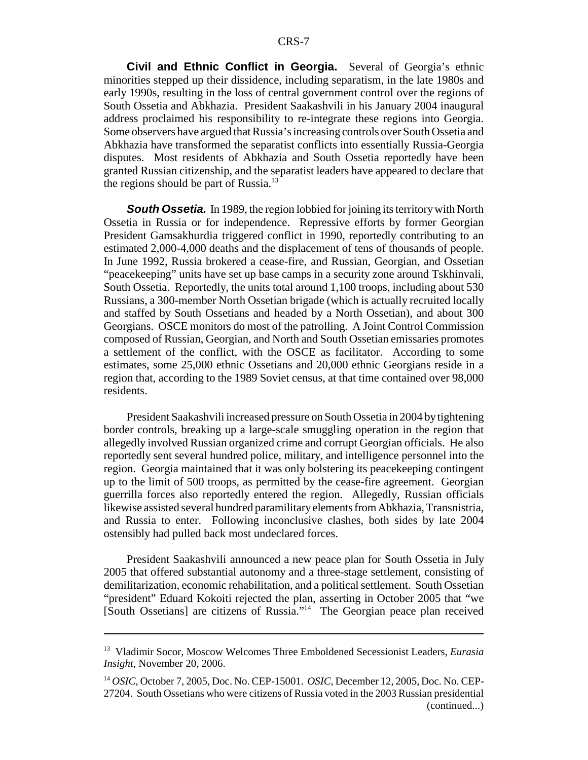**Civil and Ethnic Conflict in Georgia.** Several of Georgia's ethnic minorities stepped up their dissidence, including separatism, in the late 1980s and early 1990s, resulting in the loss of central government control over the regions of South Ossetia and Abkhazia. President Saakashvili in his January 2004 inaugural address proclaimed his responsibility to re-integrate these regions into Georgia. Some observers have argued that Russia's increasing controls over South Ossetia and Abkhazia have transformed the separatist conflicts into essentially Russia-Georgia disputes. Most residents of Abkhazia and South Ossetia reportedly have been granted Russian citizenship, and the separatist leaders have appeared to declare that the regions should be part of Russia.[13]

***South Ossetia.*** In 1989, the region lobbied for joining its territory with North Ossetia in Russia or for independence. Repressive efforts by former Georgian President Gamsakhurdia triggered conflict in 1990, reportedly contributing to an estimated 2,000-4,000 deaths and the displacement of tens of thousands of people. In June 1992, Russia brokered a cease-fire, and Russian, Georgian, and Ossetian "peacekeeping" units have set up base camps in a security zone around Tskhinvali, South Ossetia. Reportedly, the units total around 1,100 troops, including about 530 Russians, a 300-member North Ossetian brigade (which is actually recruited locally and staffed by South Ossetians and headed by a North Ossetian), and about 300 Georgians. OSCE monitors do most of the patrolling. A Joint Control Commission composed of Russian, Georgian, and North and South Ossetian emissaries promotes a settlement of the conflict, with the OSCE as facilitator. According to some estimates, some 25,000 ethnic Ossetians and 20,000 ethnic Georgians reside in a region that, according to the 1989 Soviet census, at that time contained over 98,000 residents.

President Saakashvili increased pressure on South Ossetia in 2004 by tightening border controls, breaking up a large-scale smuggling operation in the region that allegedly involved Russian organized crime and corrupt Georgian officials. He also reportedly sent several hundred police, military, and intelligence personnel into the region. Georgia maintained that it was only bolstering its peacekeeping contingent up to the limit of 500 troops, as permitted by the cease-fire agreement. Georgian guerrilla forces also reportedly entered the region. Allegedly, Russian officials likewise assisted several hundred paramilitary elements from Abkhazia, Transnistria, and Russia to enter. Following inconclusive clashes, both sides by late 2004 ostensibly had pulled back most undeclared forces.

President Saakashvili announced a new peace plan for South Ossetia in July 2005 that offered substantial autonomy and a three-stage settlement, consisting of demilitarization, economic rehabilitation, and a political settlement. South Ossetian "president" Eduard Kokoiti rejected the plan, asserting in October 2005 that "we [South Ossetians] are citizens of Russia."[14] The Georgian peace plan received

---

[13] Vladimir Socor, Moscow Welcomes Three Emboldened Secessionist Leaders, *Eurasia Insight*, November 20, 2006.

[14] *OSIC*, October 7, 2005, Doc. No. CEP-15001. *OSIC*, December 12, 2005, Doc. No. CEP-27204. South Ossetians who were citizens of Russia voted in the 2003 Russian presidential (continued...)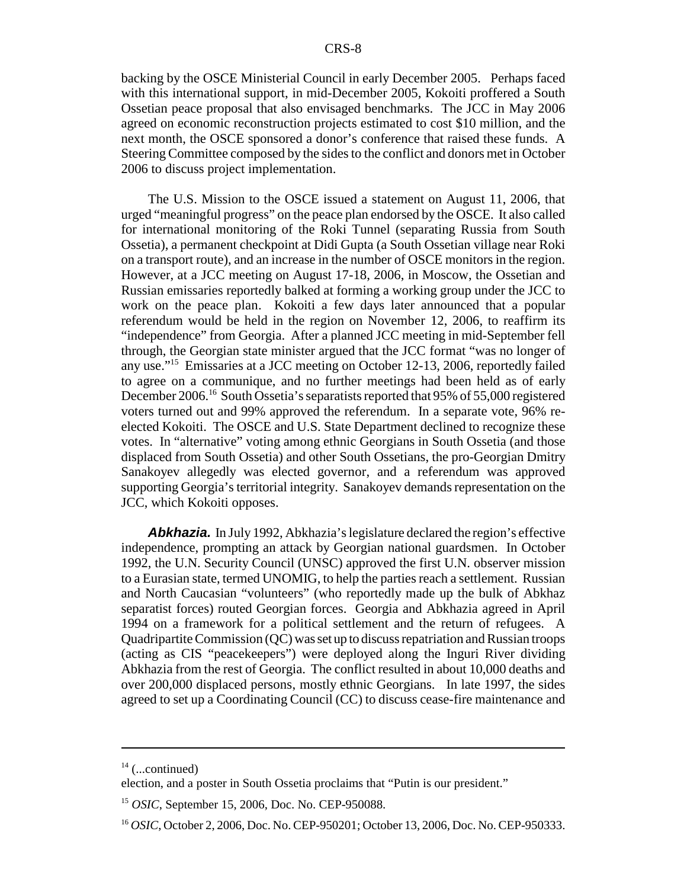backing by the OSCE Ministerial Council in early December 2005. Perhaps faced with this international support, in mid-December 2005, Kokoiti proffered a South Ossetian peace proposal that also envisaged benchmarks. The JCC in May 2006 agreed on economic reconstruction projects estimated to cost $10 million, and the next month, the OSCE sponsored a donor's conference that raised these funds. A Steering Committee composed by the sides to the conflict and donors met in October 2006 to discuss project implementation.

The U.S. Mission to the OSCE issued a statement on August 11, 2006, that urged "meaningful progress" on the peace plan endorsed by the OSCE. It also called for international monitoring of the Roki Tunnel (separating Russia from South Ossetia), a permanent checkpoint at Didi Gupta (a South Ossetian village near Roki on a transport route), and an increase in the number of OSCE monitors in the region. However, at a JCC meeting on August 17-18, 2006, in Moscow, the Ossetian and Russian emissaries reportedly balked at forming a working group under the JCC to work on the peace plan. Kokoiti a few days later announced that a popular referendum would be held in the region on November 12, 2006, to reaffirm its "independence" from Georgia. After a planned JCC meeting in mid-September fell through, the Georgian state minister argued that the JCC format "was no longer of any use."[15] Emissaries at a JCC meeting on October 12-13, 2006, reportedly failed to agree on a communique, and no further meetings had been held as of early December 2006.[16] South Ossetia's separatists reported that 95% of 55,000 registered voters turned out and 99% approved the referendum. In a separate vote, 96% re-elected Kokoiti. The OSCE and U.S. State Department declined to recognize these votes. In "alternative" voting among ethnic Georgians in South Ossetia (and those displaced from South Ossetia) and other South Ossetians, the pro-Georgian Dmitry Sanakoyev allegedly was elected governor, and a referendum was approved supporting Georgia's territorial integrity. Sanakoyev demands representation on the JCC, which Kokoiti opposes.

***Abkhazia.*** In July 1992, Abkhazia's legislature declared the region's effective independence, prompting an attack by Georgian national guardsmen. In October 1992, the U.N. Security Council (UNSC) approved the first U.N. observer mission to a Eurasian state, termed UNOMIG, to help the parties reach a settlement. Russian and North Caucasian "volunteers" (who reportedly made up the bulk of Abkhaz separatist forces) routed Georgian forces. Georgia and Abkhazia agreed in April 1994 on a framework for a political settlement and the return of refugees. A Quadripartite Commission (QC) was set up to discuss repatriation and Russian troops (acting as CIS "peacekeepers") were deployed along the Inguri River dividing Abkhazia from the rest of Georgia. The conflict resulted in about 10,000 deaths and over 200,000 displaced persons, mostly ethnic Georgians. In late 1997, the sides agreed to set up a Coordinating Council (CC) to discuss cease-fire maintenance and

---

[14] (...continued)
election, and a poster in South Ossetia proclaims that "Putin is our president."

[15] *OSIC*, September 15, 2006, Doc. No. CEP-950088.

[16] *OSIC*, October 2, 2006, Doc. No. CEP-950201; October 13, 2006, Doc. No. CEP-950333.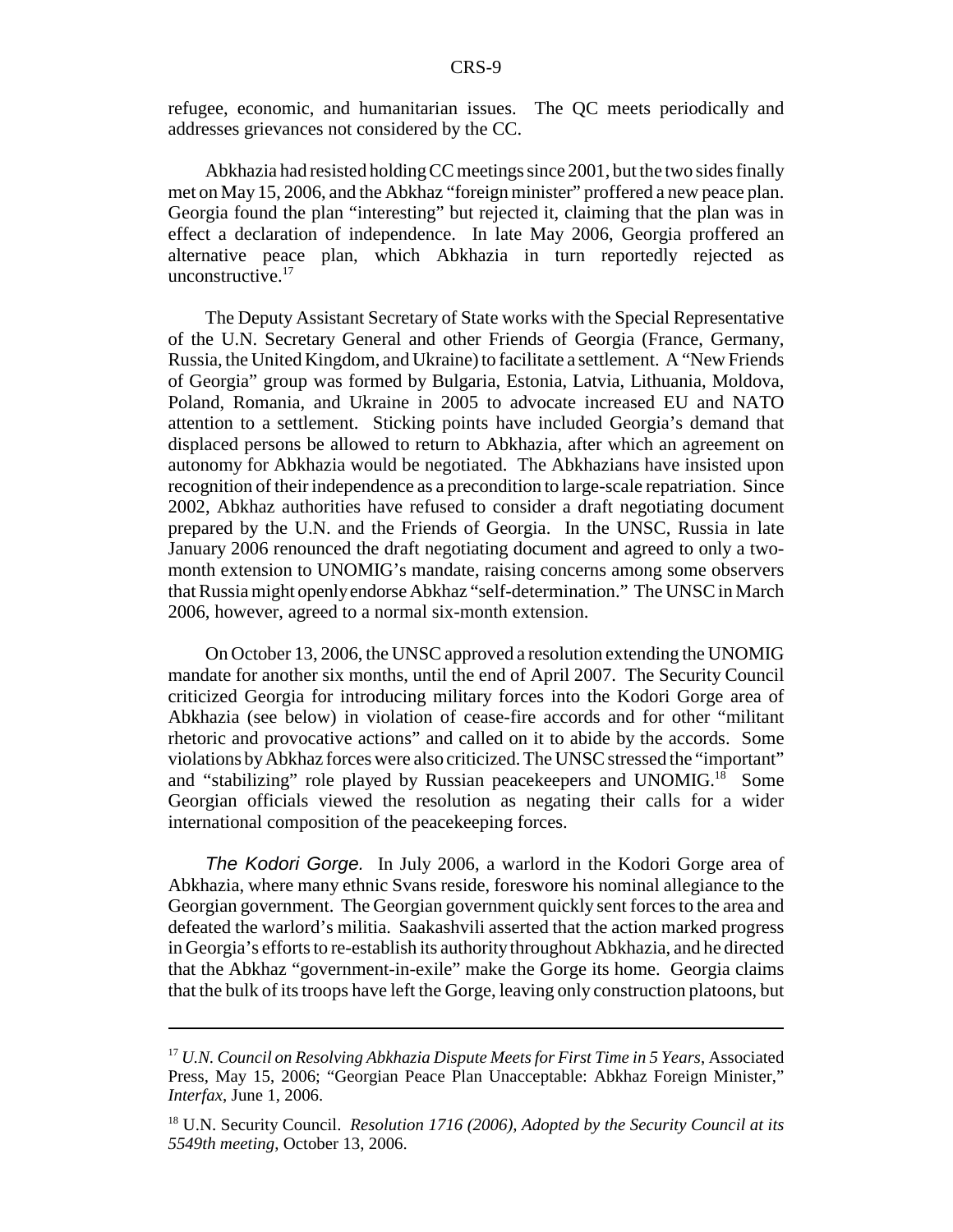refugee, economic, and humanitarian issues. The QC meets periodically and addresses grievances not considered by the CC.

Abkhazia had resisted holding CC meetings since 2001, but the two sides finally met on May 15, 2006, and the Abkhaz "foreign minister" proffered a new peace plan. Georgia found the plan "interesting" but rejected it, claiming that the plan was in effect a declaration of independence. In late May 2006, Georgia proffered an alternative peace plan, which Abkhazia in turn reportedly rejected as unconstructive.[17]

The Deputy Assistant Secretary of State works with the Special Representative of the U.N. Secretary General and other Friends of Georgia (France, Germany, Russia, the United Kingdom, and Ukraine) to facilitate a settlement. A "New Friends of Georgia" group was formed by Bulgaria, Estonia, Latvia, Lithuania, Moldova, Poland, Romania, and Ukraine in 2005 to advocate increased EU and NATO attention to a settlement. Sticking points have included Georgia's demand that displaced persons be allowed to return to Abkhazia, after which an agreement on autonomy for Abkhazia would be negotiated. The Abkhazians have insisted upon recognition of their independence as a precondition to large-scale repatriation. Since 2002, Abkhaz authorities have refused to consider a draft negotiating document prepared by the U.N. and the Friends of Georgia. In the UNSC, Russia in late January 2006 renounced the draft negotiating document and agreed to only a two-month extension to UNOMIG's mandate, raising concerns among some observers that Russia might openly endorse Abkhaz "self-determination." The UNSC in March 2006, however, agreed to a normal six-month extension.

On October 13, 2006, the UNSC approved a resolution extending the UNOMIG mandate for another six months, until the end of April 2007. The Security Council criticized Georgia for introducing military forces into the Kodori Gorge area of Abkhazia (see below) in violation of cease-fire accords and for other "militant rhetoric and provocative actions" and called on it to abide by the accords. Some violations by Abkhaz forces were also criticized. The UNSC stressed the "important" and "stabilizing" role played by Russian peacekeepers and UNOMIG.[18] Some Georgian officials viewed the resolution as negating their calls for a wider international composition of the peacekeeping forces.

*The Kodori Gorge.* In July 2006, a warlord in the Kodori Gorge area of Abkhazia, where many ethnic Svans reside, foreswore his nominal allegiance to the Georgian government. The Georgian government quickly sent forces to the area and defeated the warlord's militia. Saakashvili asserted that the action marked progress in Georgia's efforts to re-establish its authority throughout Abkhazia, and he directed that the Abkhaz "government-in-exile" make the Gorge its home. Georgia claims that the bulk of its troops have left the Gorge, leaving only construction platoons, but

---

[17] *U.N. Council on Resolving Abkhazia Dispute Meets for First Time in 5 Years*, Associated Press, May 15, 2006; "Georgian Peace Plan Unacceptable: Abkhaz Foreign Minister," *Interfax*, June 1, 2006.

[18] U.N. Security Council. *Resolution 1716 (2006), Adopted by the Security Council at its 5549th meeting*, October 13, 2006.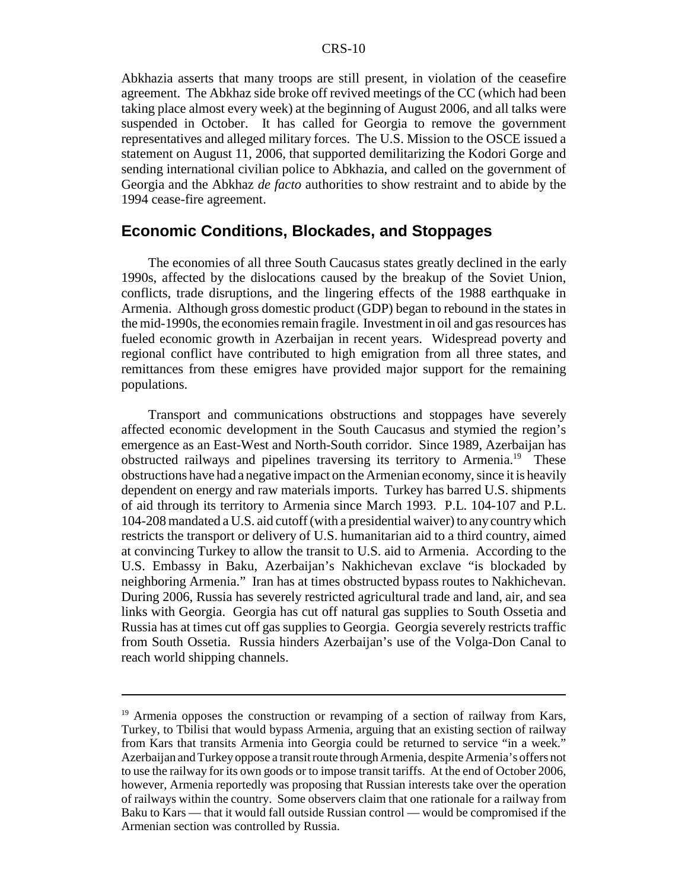Abkhazia asserts that many troops are still present, in violation of the ceasefire agreement. The Abkhaz side broke off revived meetings of the CC (which had been taking place almost every week) at the beginning of August 2006, and all talks were suspended in October. It has called for Georgia to remove the government representatives and alleged military forces. The U.S. Mission to the OSCE issued a statement on August 11, 2006, that supported demilitarizing the Kodori Gorge and sending international civilian police to Abkhazia, and called on the government of Georgia and the Abkhaz *de facto* authorities to show restraint and to abide by the 1994 cease-fire agreement.

## Economic Conditions, Blockades, and Stoppages

The economies of all three South Caucasus states greatly declined in the early 1990s, affected by the dislocations caused by the breakup of the Soviet Union, conflicts, trade disruptions, and the lingering effects of the 1988 earthquake in Armenia. Although gross domestic product (GDP) began to rebound in the states in the mid-1990s, the economies remain fragile. Investment in oil and gas resources has fueled economic growth in Azerbaijan in recent years. Widespread poverty and regional conflict have contributed to high emigration from all three states, and remittances from these emigres have provided major support for the remaining populations.

Transport and communications obstructions and stoppages have severely affected economic development in the South Caucasus and stymied the region's emergence as an East-West and North-South corridor. Since 1989, Azerbaijan has obstructed railways and pipelines traversing its territory to Armenia.[19] These obstructions have had a negative impact on the Armenian economy, since it is heavily dependent on energy and raw materials imports. Turkey has barred U.S. shipments of aid through its territory to Armenia since March 1993. P.L. 104-107 and P.L. 104-208 mandated a U.S. aid cutoff (with a presidential waiver) to any country which restricts the transport or delivery of U.S. humanitarian aid to a third country, aimed at convincing Turkey to allow the transit to U.S. aid to Armenia. According to the U.S. Embassy in Baku, Azerbaijan's Nakhichevan exclave "is blockaded by neighboring Armenia." Iran has at times obstructed bypass routes to Nakhichevan. During 2006, Russia has severely restricted agricultural trade and land, air, and sea links with Georgia. Georgia has cut off natural gas supplies to South Ossetia and Russia has at times cut off gas supplies to Georgia. Georgia severely restricts traffic from South Ossetia. Russia hinders Azerbaijan's use of the Volga-Don Canal to reach world shipping channels.

---

[19] Armenia opposes the construction or revamping of a section of railway from Kars, Turkey, to Tbilisi that would bypass Armenia, arguing that an existing section of railway from Kars that transits Armenia into Georgia could be returned to service "in a week." Azerbaijan and Turkey oppose a transit route through Armenia, despite Armenia's offers not to use the railway for its own goods or to impose transit tariffs. At the end of October 2006, however, Armenia reportedly was proposing that Russian interests take over the operation of railways within the country. Some observers claim that one rationale for a railway from Baku to Kars — that it would fall outside Russian control — would be compromised if the Armenian section was controlled by Russia.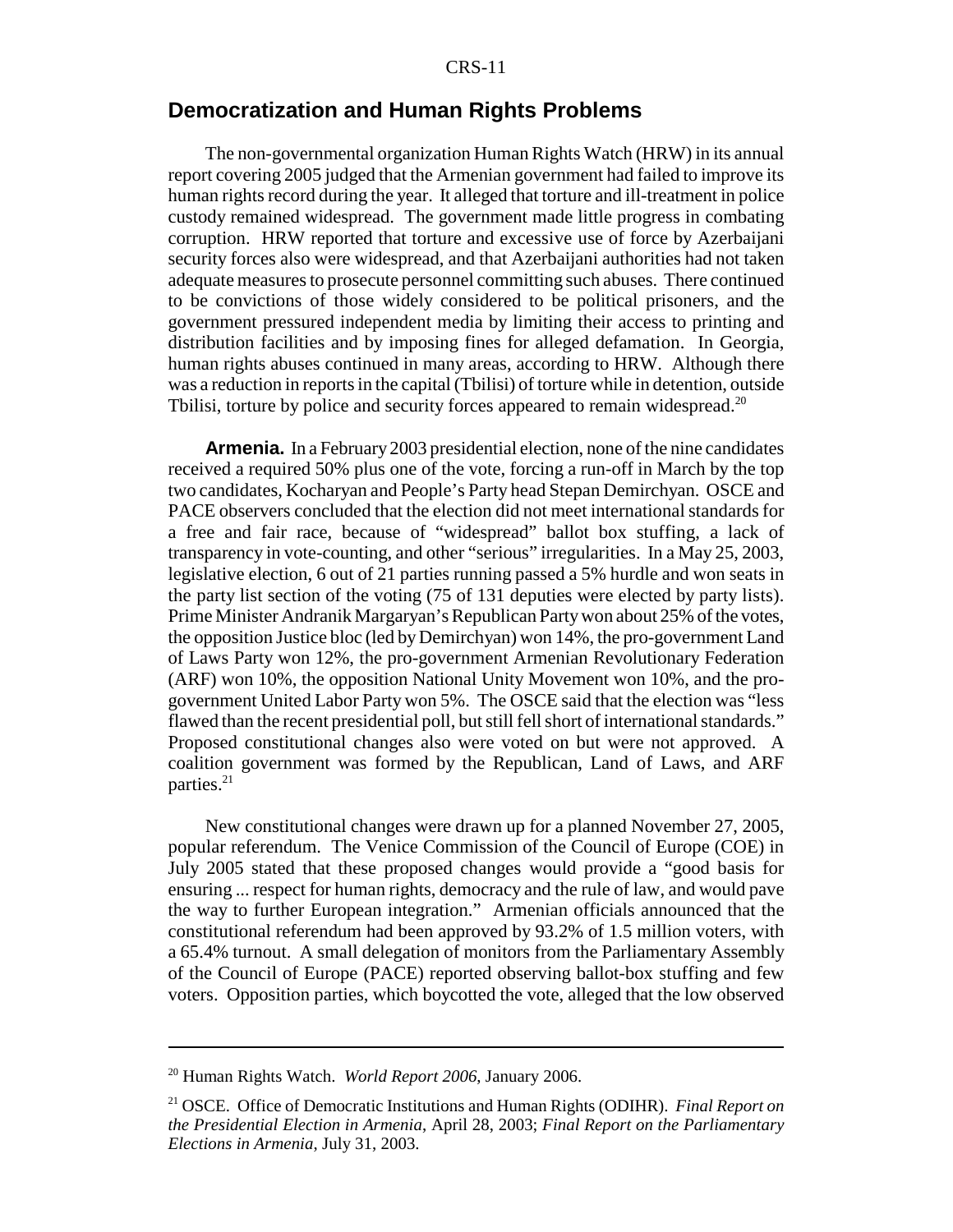## Democratization and Human Rights Problems

The non-governmental organization Human Rights Watch (HRW) in its annual report covering 2005 judged that the Armenian government had failed to improve its human rights record during the year. It alleged that torture and ill-treatment in police custody remained widespread. The government made little progress in combating corruption. HRW reported that torture and excessive use of force by Azerbaijani security forces also were widespread, and that Azerbaijani authorities had not taken adequate measures to prosecute personnel committing such abuses. There continued to be convictions of those widely considered to be political prisoners, and the government pressured independent media by limiting their access to printing and distribution facilities and by imposing fines for alleged defamation. In Georgia, human rights abuses continued in many areas, according to HRW. Although there was a reduction in reports in the capital (Tbilisi) of torture while in detention, outside Tbilisi, torture by police and security forces appeared to remain widespread.[20]

**Armenia.** In a February 2003 presidential election, none of the nine candidates received a required 50% plus one of the vote, forcing a run-off in March by the top two candidates, Kocharyan and People's Party head Stepan Demirchyan. OSCE and PACE observers concluded that the election did not meet international standards for a free and fair race, because of "widespread" ballot box stuffing, a lack of transparency in vote-counting, and other "serious" irregularities. In a May 25, 2003, legislative election, 6 out of 21 parties running passed a 5% hurdle and won seats in the party list section of the voting (75 of 131 deputies were elected by party lists). Prime Minister Andranik Margaryan's Republican Party won about 25% of the votes, the opposition Justice bloc (led by Demirchyan) won 14%, the pro-government Land of Laws Party won 12%, the pro-government Armenian Revolutionary Federation (ARF) won 10%, the opposition National Unity Movement won 10%, and the pro-government United Labor Party won 5%. The OSCE said that the election was "less flawed than the recent presidential poll, but still fell short of international standards." Proposed constitutional changes also were voted on but were not approved. A coalition government was formed by the Republican, Land of Laws, and ARF parties.[21]

New constitutional changes were drawn up for a planned November 27, 2005, popular referendum. The Venice Commission of the Council of Europe (COE) in July 2005 stated that these proposed changes would provide a "good basis for ensuring ... respect for human rights, democracy and the rule of law, and would pave the way to further European integration." Armenian officials announced that the constitutional referendum had been approved by 93.2% of 1.5 million voters, with a 65.4% turnout. A small delegation of monitors from the Parliamentary Assembly of the Council of Europe (PACE) reported observing ballot-box stuffing and few voters. Opposition parties, which boycotted the vote, alleged that the low observed

---

[20] Human Rights Watch. *World Report 2006*, January 2006.

[21] OSCE. Office of Democratic Institutions and Human Rights (ODIHR). *Final Report on the Presidential Election in Armenia*, April 28, 2003; *Final Report on the Parliamentary Elections in Armenia*, July 31, 2003.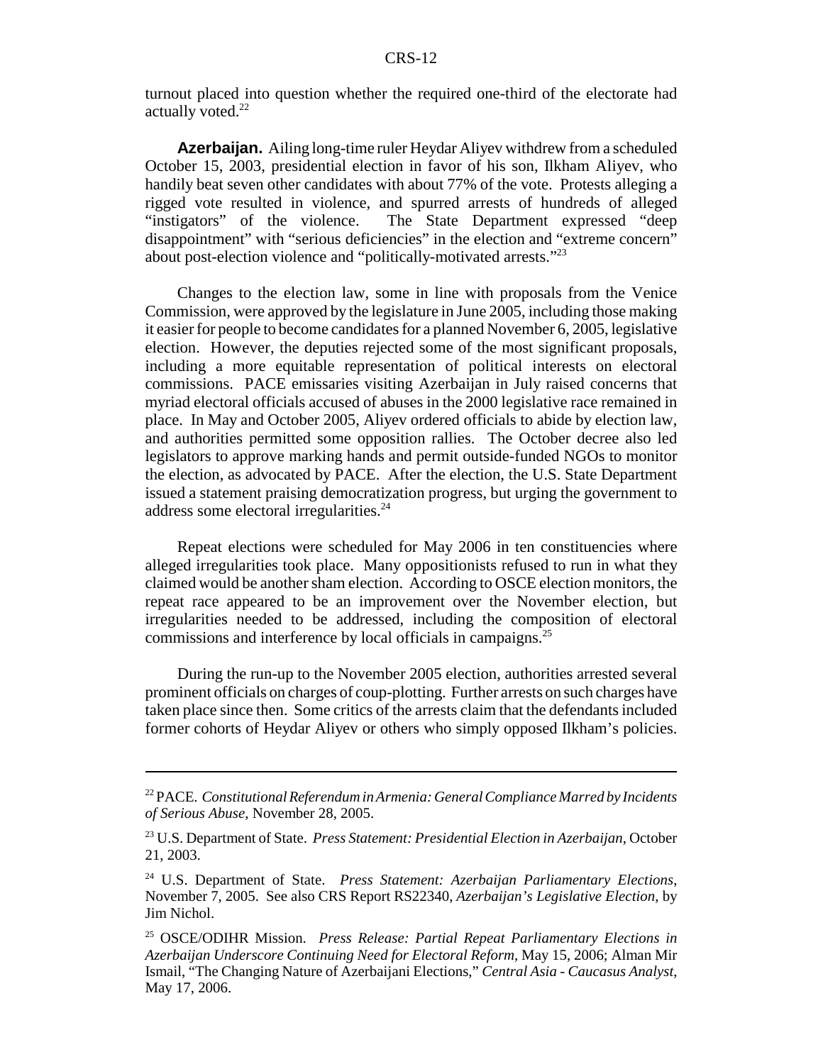turnout placed into question whether the required one-third of the electorate had actually voted.[22]

**Azerbaijan.** Ailing long-time ruler Heydar Aliyev withdrew from a scheduled October 15, 2003, presidential election in favor of his son, Ilkham Aliyev, who handily beat seven other candidates with about 77% of the vote. Protests alleging a rigged vote resulted in violence, and spurred arrests of hundreds of alleged "instigators" of the violence. The State Department expressed "deep disappointment" with "serious deficiencies" in the election and "extreme concern" about post-election violence and "politically-motivated arrests."[23]

Changes to the election law, some in line with proposals from the Venice Commission, were approved by the legislature in June 2005, including those making it easier for people to become candidates for a planned November 6, 2005, legislative election. However, the deputies rejected some of the most significant proposals, including a more equitable representation of political interests on electoral commissions. PACE emissaries visiting Azerbaijan in July raised concerns that myriad electoral officials accused of abuses in the 2000 legislative race remained in place. In May and October 2005, Aliyev ordered officials to abide by election law, and authorities permitted some opposition rallies. The October decree also led legislators to approve marking hands and permit outside-funded NGOs to monitor the election, as advocated by PACE. After the election, the U.S. State Department issued a statement praising democratization progress, but urging the government to address some electoral irregularities.[24]

Repeat elections were scheduled for May 2006 in ten constituencies where alleged irregularities took place. Many oppositionists refused to run in what they claimed would be another sham election. According to OSCE election monitors, the repeat race appeared to be an improvement over the November election, but irregularities needed to be addressed, including the composition of electoral commissions and interference by local officials in campaigns.[25]

During the run-up to the November 2005 election, authorities arrested several prominent officials on charges of coup-plotting. Further arrests on such charges have taken place since then. Some critics of the arrests claim that the defendants included former cohorts of Heydar Aliyev or others who simply opposed Ilkham's policies.

---

[22] PACE. *Constitutional Referendum in Armenia: General Compliance Marred by Incidents of Serious Abuse*, November 28, 2005.

[23] U.S. Department of State. *Press Statement: Presidential Election in Azerbaijan*, October 21, 2003.

[24] U.S. Department of State. *Press Statement: Azerbaijan Parliamentary Elections*, November 7, 2005. See also CRS Report RS22340, *Azerbaijan's Legislative Election*, by Jim Nichol.

[25] OSCE/ODIHR Mission. *Press Release: Partial Repeat Parliamentary Elections in Azerbaijan Underscore Continuing Need for Electoral Reform*, May 15, 2006; Alman Mir Ismail, "The Changing Nature of Azerbaijani Elections," *Central Asia - Caucasus Analyst*, May 17, 2006.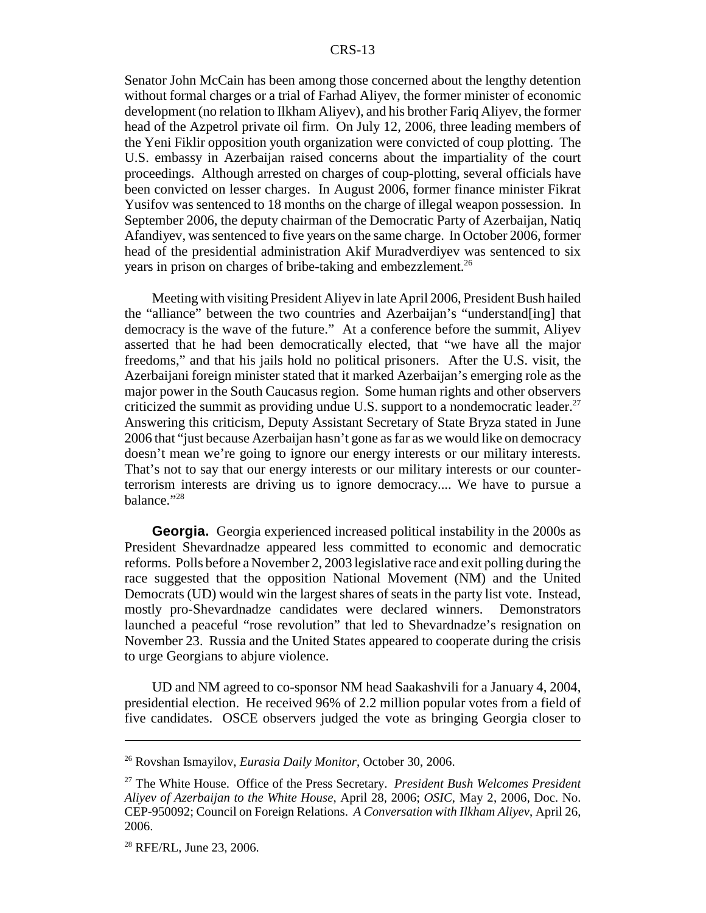Senator John McCain has been among those concerned about the lengthy detention without formal charges or a trial of Farhad Aliyev, the former minister of economic development (no relation to Ilkham Aliyev), and his brother Fariq Aliyev, the former head of the Azpetrol private oil firm. On July 12, 2006, three leading members of the Yeni Fiklir opposition youth organization were convicted of coup plotting. The U.S. embassy in Azerbaijan raised concerns about the impartiality of the court proceedings. Although arrested on charges of coup-plotting, several officials have been convicted on lesser charges. In August 2006, former finance minister Fikrat Yusifov was sentenced to 18 months on the charge of illegal weapon possession. In September 2006, the deputy chairman of the Democratic Party of Azerbaijan, Natiq Afandiyev, was sentenced to five years on the same charge. In October 2006, former head of the presidential administration Akif Muradverdiyev was sentenced to six years in prison on charges of bribe-taking and embezzlement.[26]

Meeting with visiting President Aliyev in late April 2006, President Bush hailed the "alliance" between the two countries and Azerbaijan's "understand[ing] that democracy is the wave of the future." At a conference before the summit, Aliyev asserted that he had been democratically elected, that "we have all the major freedoms," and that his jails hold no political prisoners. After the U.S. visit, the Azerbaijani foreign minister stated that it marked Azerbaijan's emerging role as the major power in the South Caucasus region. Some human rights and other observers criticized the summit as providing undue U.S. support to a nondemocratic leader.[27] Answering this criticism, Deputy Assistant Secretary of State Bryza stated in June 2006 that "just because Azerbaijan hasn't gone as far as we would like on democracy doesn't mean we're going to ignore our energy interests or our military interests. That's not to say that our energy interests or our military interests or our counter-terrorism interests are driving us to ignore democracy.... We have to pursue a balance."[28]

**Georgia.** Georgia experienced increased political instability in the 2000s as President Shevardnadze appeared less committed to economic and democratic reforms. Polls before a November 2, 2003 legislative race and exit polling during the race suggested that the opposition National Movement (NM) and the United Democrats (UD) would win the largest shares of seats in the party list vote. Instead, mostly pro-Shevardnadze candidates were declared winners. Demonstrators launched a peaceful "rose revolution" that led to Shevardnadze's resignation on November 23. Russia and the United States appeared to cooperate during the crisis to urge Georgians to abjure violence.

UD and NM agreed to co-sponsor NM head Saakashvili for a January 4, 2004, presidential election. He received 96% of 2.2 million popular votes from a field of five candidates. OSCE observers judged the vote as bringing Georgia closer to

---

[26] Rovshan Ismayilov, *Eurasia Daily Monitor*, October 30, 2006.

[27] The White House. Office of the Press Secretary. *President Bush Welcomes President Aliyev of Azerbaijan to the White House*, April 28, 2006; *OSIC*, May 2, 2006, Doc. No. CEP-950092; Council on Foreign Relations. *A Conversation with Ilkham Aliyev*, April 26, 2006.

[28] RFE/RL, June 23, 2006.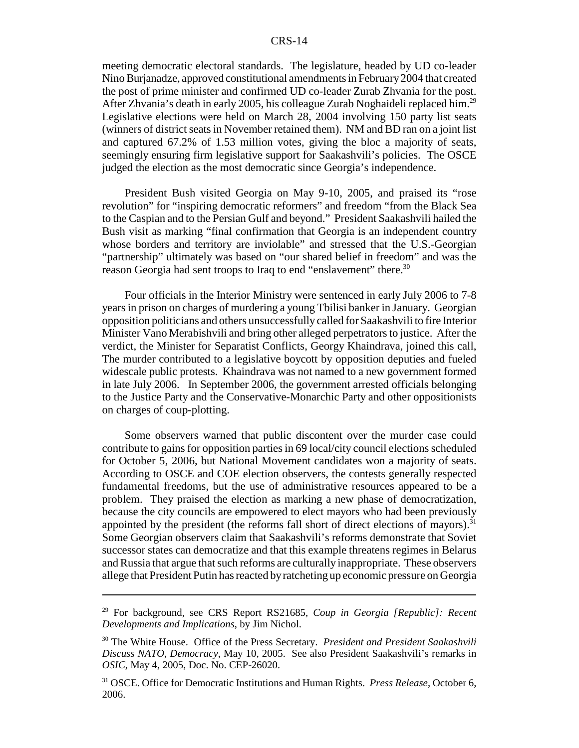meeting democratic electoral standards. The legislature, headed by UD co-leader Nino Burjanadze, approved constitutional amendments in February 2004 that created the post of prime minister and confirmed UD co-leader Zurab Zhvania for the post. After Zhvania's death in early 2005, his colleague Zurab Noghaideli replaced him.[29] Legislative elections were held on March 28, 2004 involving 150 party list seats (winners of district seats in November retained them). NM and BD ran on a joint list and captured 67.2% of 1.53 million votes, giving the bloc a majority of seats, seemingly ensuring firm legislative support for Saakashvili's policies. The OSCE judged the election as the most democratic since Georgia's independence.

President Bush visited Georgia on May 9-10, 2005, and praised its "rose revolution" for "inspiring democratic reformers" and freedom "from the Black Sea to the Caspian and to the Persian Gulf and beyond." President Saakashvili hailed the Bush visit as marking "final confirmation that Georgia is an independent country whose borders and territory are inviolable" and stressed that the U.S.-Georgian "partnership" ultimately was based on "our shared belief in freedom" and was the reason Georgia had sent troops to Iraq to end "enslavement" there.[30]

Four officials in the Interior Ministry were sentenced in early July 2006 to 7-8 years in prison on charges of murdering a young Tbilisi banker in January. Georgian opposition politicians and others unsuccessfully called for Saakashvili to fire Interior Minister Vano Merabishvili and bring other alleged perpetrators to justice. After the verdict, the Minister for Separatist Conflicts, Georgy Khaindrava, joined this call, The murder contributed to a legislative boycott by opposition deputies and fueled widescale public protests. Khaindrava was not named to a new government formed in late July 2006. In September 2006, the government arrested officials belonging to the Justice Party and the Conservative-Monarchic Party and other oppositionists on charges of coup-plotting.

Some observers warned that public discontent over the murder case could contribute to gains for opposition parties in 69 local/city council elections scheduled for October 5, 2006, but National Movement candidates won a majority of seats. According to OSCE and COE election observers, the contests generally respected fundamental freedoms, but the use of administrative resources appeared to be a problem. They praised the election as marking a new phase of democratization, because the city councils are empowered to elect mayors who had been previously appointed by the president (the reforms fall short of direct elections of mayors).[31] Some Georgian observers claim that Saakashvili's reforms demonstrate that Soviet successor states can democratize and that this example threatens regimes in Belarus and Russia that argue that such reforms are culturally inappropriate. These observers allege that President Putin has reacted by ratcheting up economic pressure on Georgia

---

[29] For background, see CRS Report RS21685, *Coup in Georgia [Republic]: Recent Developments and Implications*, by Jim Nichol.

[30] The White House. Office of the Press Secretary. *President and President Saakashvili Discuss NATO, Democracy*, May 10, 2005. See also President Saakashvili's remarks in *OSIC*, May 4, 2005, Doc. No. CEP-26020.

[31] OSCE. Office for Democratic Institutions and Human Rights. *Press Release*, October 6, 2006.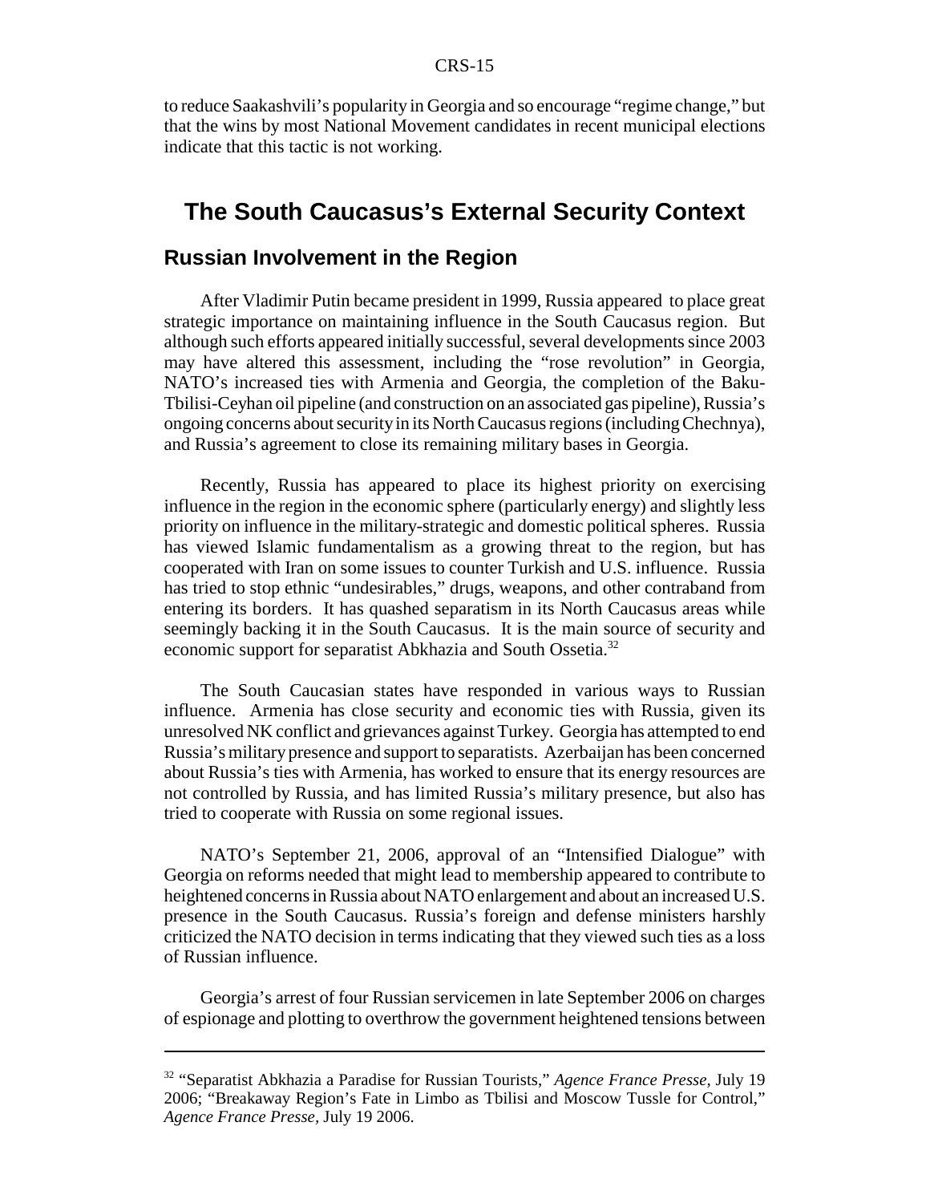to reduce Saakashvili's popularity in Georgia and so encourage "regime change," but that the wins by most National Movement candidates in recent municipal elections indicate that this tactic is not working.

# The South Caucasus's External Security Context

## Russian Involvement in the Region

After Vladimir Putin became president in 1999, Russia appeared to place great strategic importance on maintaining influence in the South Caucasus region. But although such efforts appeared initially successful, several developments since 2003 may have altered this assessment, including the "rose revolution" in Georgia, NATO's increased ties with Armenia and Georgia, the completion of the Baku-Tbilisi-Ceyhan oil pipeline (and construction on an associated gas pipeline), Russia's ongoing concerns about security in its North Caucasus regions (including Chechnya), and Russia's agreement to close its remaining military bases in Georgia.

Recently, Russia has appeared to place its highest priority on exercising influence in the region in the economic sphere (particularly energy) and slightly less priority on influence in the military-strategic and domestic political spheres. Russia has viewed Islamic fundamentalism as a growing threat to the region, but has cooperated with Iran on some issues to counter Turkish and U.S. influence. Russia has tried to stop ethnic "undesirables," drugs, weapons, and other contraband from entering its borders. It has quashed separatism in its North Caucasus areas while seemingly backing it in the South Caucasus. It is the main source of security and economic support for separatist Abkhazia and South Ossetia.[32]

The South Caucasian states have responded in various ways to Russian influence. Armenia has close security and economic ties with Russia, given its unresolved NK conflict and grievances against Turkey. Georgia has attempted to end Russia's military presence and support to separatists. Azerbaijan has been concerned about Russia's ties with Armenia, has worked to ensure that its energy resources are not controlled by Russia, and has limited Russia's military presence, but also has tried to cooperate with Russia on some regional issues.

NATO's September 21, 2006, approval of an "Intensified Dialogue" with Georgia on reforms needed that might lead to membership appeared to contribute to heightened concerns in Russia about NATO enlargement and about an increased U.S. presence in the South Caucasus. Russia's foreign and defense ministers harshly criticized the NATO decision in terms indicating that they viewed such ties as a loss of Russian influence.

Georgia's arrest of four Russian servicemen in late September 2006 on charges of espionage and plotting to overthrow the government heightened tensions between

---

[32] "Separatist Abkhazia a Paradise for Russian Tourists," *Agence France Presse*, July 19 2006; "Breakaway Region's Fate in Limbo as Tbilisi and Moscow Tussle for Control," *Agence France Presse*, July 19 2006.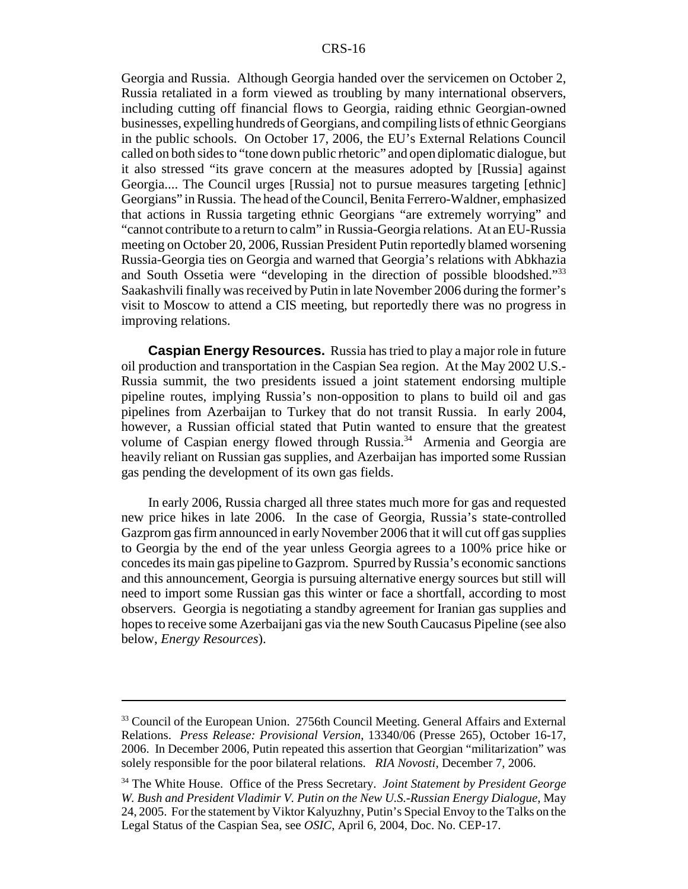Georgia and Russia. Although Georgia handed over the servicemen on October 2, Russia retaliated in a form viewed as troubling by many international observers, including cutting off financial flows to Georgia, raiding ethnic Georgian-owned businesses, expelling hundreds of Georgians, and compiling lists of ethnic Georgians in the public schools. On October 17, 2006, the EU's External Relations Council called on both sides to "tone down public rhetoric" and open diplomatic dialogue, but it also stressed "its grave concern at the measures adopted by [Russia] against Georgia.... The Council urges [Russia] not to pursue measures targeting [ethnic] Georgians" in Russia. The head of the Council, Benita Ferrero-Waldner, emphasized that actions in Russia targeting ethnic Georgians "are extremely worrying" and "cannot contribute to a return to calm" in Russia-Georgia relations. At an EU-Russia meeting on October 20, 2006, Russian President Putin reportedly blamed worsening Russia-Georgia ties on Georgia and warned that Georgia's relations with Abkhazia and South Ossetia were "developing in the direction of possible bloodshed."[33] Saakashvili finally was received by Putin in late November 2006 during the former's visit to Moscow to attend a CIS meeting, but reportedly there was no progress in improving relations.

**Caspian Energy Resources.** Russia has tried to play a major role in future oil production and transportation in the Caspian Sea region. At the May 2002 U.S.-Russia summit, the two presidents issued a joint statement endorsing multiple pipeline routes, implying Russia's non-opposition to plans to build oil and gas pipelines from Azerbaijan to Turkey that do not transit Russia. In early 2004, however, a Russian official stated that Putin wanted to ensure that the greatest volume of Caspian energy flowed through Russia.[34] Armenia and Georgia are heavily reliant on Russian gas supplies, and Azerbaijan has imported some Russian gas pending the development of its own gas fields.

In early 2006, Russia charged all three states much more for gas and requested new price hikes in late 2006. In the case of Georgia, Russia's state-controlled Gazprom gas firm announced in early November 2006 that it will cut off gas supplies to Georgia by the end of the year unless Georgia agrees to a 100% price hike or concedes its main gas pipeline to Gazprom. Spurred by Russia's economic sanctions and this announcement, Georgia is pursuing alternative energy sources but still will need to import some Russian gas this winter or face a shortfall, according to most observers. Georgia is negotiating a standby agreement for Iranian gas supplies and hopes to receive some Azerbaijani gas via the new South Caucasus Pipeline (see also below, *Energy Resources*).

---

[33] Council of the European Union. 2756th Council Meeting. General Affairs and External Relations. *Press Release: Provisional Version*, 13340/06 (Presse 265), October 16-17, 2006. In December 2006, Putin repeated this assertion that Georgian "militarization" was solely responsible for the poor bilateral relations. *RIA Novosti*, December 7, 2006.

[34] The White House. Office of the Press Secretary. *Joint Statement by President George W. Bush and President Vladimir V. Putin on the New U.S.-Russian Energy Dialogue*, May 24, 2005. For the statement by Viktor Kalyuzhny, Putin's Special Envoy to the Talks on the Legal Status of the Caspian Sea, see *OSIC*, April 6, 2004, Doc. No. CEP-17.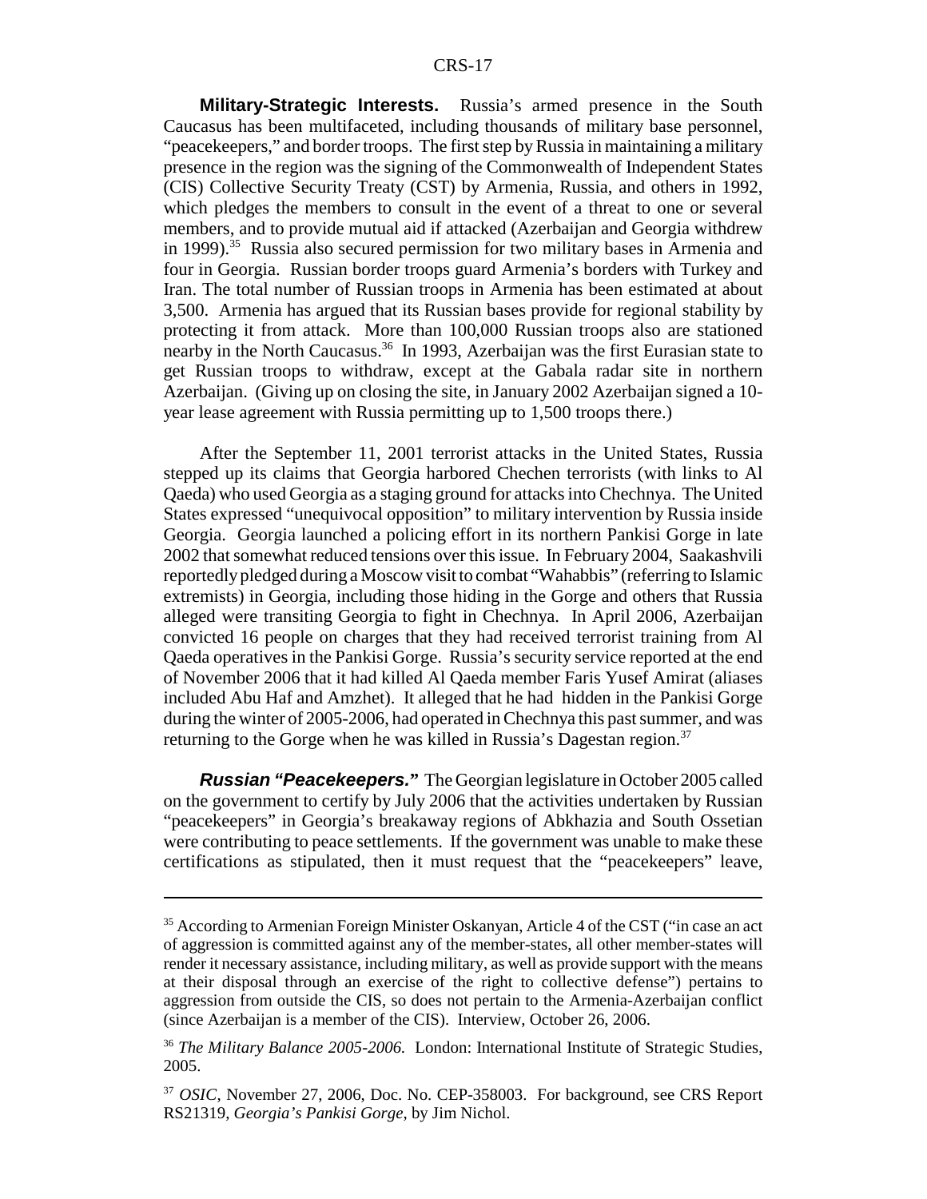**Military-Strategic Interests.** Russia's armed presence in the South Caucasus has been multifaceted, including thousands of military base personnel, "peacekeepers," and border troops. The first step by Russia in maintaining a military presence in the region was the signing of the Commonwealth of Independent States (CIS) Collective Security Treaty (CST) by Armenia, Russia, and others in 1992, which pledges the members to consult in the event of a threat to one or several members, and to provide mutual aid if attacked (Azerbaijan and Georgia withdrew in 1999).[35] Russia also secured permission for two military bases in Armenia and four in Georgia. Russian border troops guard Armenia's borders with Turkey and Iran. The total number of Russian troops in Armenia has been estimated at about 3,500. Armenia has argued that its Russian bases provide for regional stability by protecting it from attack. More than 100,000 Russian troops also are stationed nearby in the North Caucasus.[36] In 1993, Azerbaijan was the first Eurasian state to get Russian troops to withdraw, except at the Gabala radar site in northern Azerbaijan. (Giving up on closing the site, in January 2002 Azerbaijan signed a 10-year lease agreement with Russia permitting up to 1,500 troops there.)

After the September 11, 2001 terrorist attacks in the United States, Russia stepped up its claims that Georgia harbored Chechen terrorists (with links to Al Qaeda) who used Georgia as a staging ground for attacks into Chechnya. The United States expressed "unequivocal opposition" to military intervention by Russia inside Georgia. Georgia launched a policing effort in its northern Pankisi Gorge in late 2002 that somewhat reduced tensions over this issue. In February 2004, Saakashvili reportedly pledged during a Moscow visit to combat "Wahabbis" (referring to Islamic extremists) in Georgia, including those hiding in the Gorge and others that Russia alleged were transiting Georgia to fight in Chechnya. In April 2006, Azerbaijan convicted 16 people on charges that they had received terrorist training from Al Qaeda operatives in the Pankisi Gorge. Russia's security service reported at the end of November 2006 that it had killed Al Qaeda member Faris Yusef Amirat (aliases included Abu Haf and Amzhet). It alleged that he had hidden in the Pankisi Gorge during the winter of 2005-2006, had operated in Chechnya this past summer, and was returning to the Gorge when he was killed in Russia's Dagestan region.[37]

***Russian "Peacekeepers."*** The Georgian legislature in October 2005 called on the government to certify by July 2006 that the activities undertaken by Russian "peacekeepers" in Georgia's breakaway regions of Abkhazia and South Ossetian were contributing to peace settlements. If the government was unable to make these certifications as stipulated, then it must request that the "peacekeepers" leave,

---

[35] According to Armenian Foreign Minister Oskanyan, Article 4 of the CST ("in case an act of aggression is committed against any of the member-states, all other member-states will render it necessary assistance, including military, as well as provide support with the means at their disposal through an exercise of the right to collective defense") pertains to aggression from outside the CIS, so does not pertain to the Armenia-Azerbaijan conflict (since Azerbaijan is a member of the CIS). Interview, October 26, 2006.

[36] *The Military Balance 2005-2006.* London: International Institute of Strategic Studies, 2005.

[37] *OSIC*, November 27, 2006, Doc. No. CEP-358003. For background, see CRS Report RS21319, *Georgia's Pankisi Gorge*, by Jim Nichol.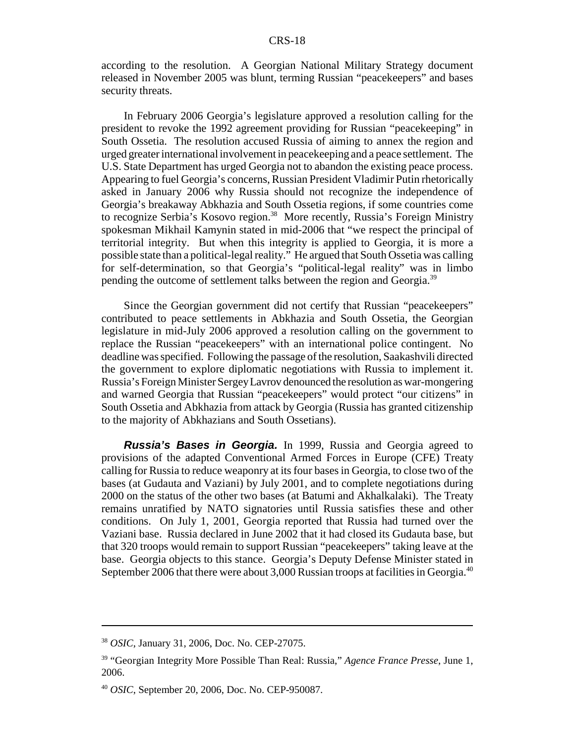according to the resolution. A Georgian National Military Strategy document released in November 2005 was blunt, terming Russian "peacekeepers" and bases security threats.

In February 2006 Georgia's legislature approved a resolution calling for the president to revoke the 1992 agreement providing for Russian "peacekeeping" in South Ossetia. The resolution accused Russia of aiming to annex the region and urged greater international involvement in peacekeeping and a peace settlement. The U.S. State Department has urged Georgia not to abandon the existing peace process. Appearing to fuel Georgia's concerns, Russian President Vladimir Putin rhetorically asked in January 2006 why Russia should not recognize the independence of Georgia's breakaway Abkhazia and South Ossetia regions, if some countries come to recognize Serbia's Kosovo region.[38] More recently, Russia's Foreign Ministry spokesman Mikhail Kamynin stated in mid-2006 that "we respect the principal of territorial integrity. But when this integrity is applied to Georgia, it is more a possible state than a political-legal reality." He argued that South Ossetia was calling for self-determination, so that Georgia's "political-legal reality" was in limbo pending the outcome of settlement talks between the region and Georgia.[39]

Since the Georgian government did not certify that Russian "peacekeepers" contributed to peace settlements in Abkhazia and South Ossetia, the Georgian legislature in mid-July 2006 approved a resolution calling on the government to replace the Russian "peacekeepers" with an international police contingent. No deadline was specified. Following the passage of the resolution, Saakashvili directed the government to explore diplomatic negotiations with Russia to implement it. Russia's Foreign Minister Sergey Lavrov denounced the resolution as war-mongering and warned Georgia that Russian "peacekeepers" would protect "our citizens" in South Ossetia and Abkhazia from attack by Georgia (Russia has granted citizenship to the majority of Abkhazians and South Ossetians).

***Russia's Bases in Georgia.*** In 1999, Russia and Georgia agreed to provisions of the adapted Conventional Armed Forces in Europe (CFE) Treaty calling for Russia to reduce weaponry at its four bases in Georgia, to close two of the bases (at Gudauta and Vaziani) by July 2001, and to complete negotiations during 2000 on the status of the other two bases (at Batumi and Akhalkalaki). The Treaty remains unratified by NATO signatories until Russia satisfies these and other conditions. On July 1, 2001, Georgia reported that Russia had turned over the Vaziani base. Russia declared in June 2002 that it had closed its Gudauta base, but that 320 troops would remain to support Russian "peacekeepers" taking leave at the base. Georgia objects to this stance. Georgia's Deputy Defense Minister stated in September 2006 that there were about 3,000 Russian troops at facilities in Georgia.[40]

---

[38] *OSIC*, January 31, 2006, Doc. No. CEP-27075.

[39] "Georgian Integrity More Possible Than Real: Russia," *Agence France Presse*, June 1, 2006.

[40] *OSIC*, September 20, 2006, Doc. No. CEP-950087.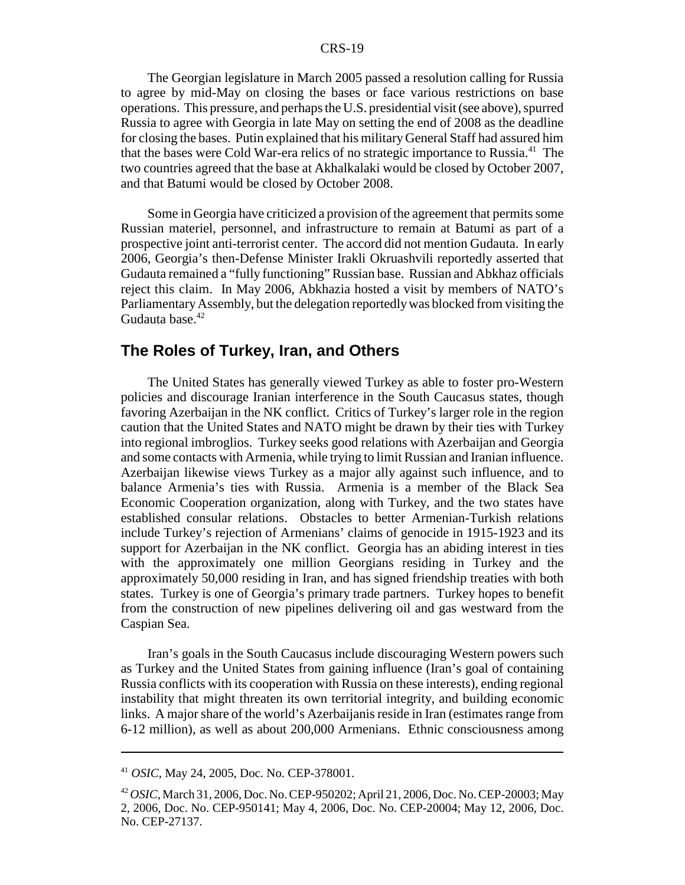The Georgian legislature in March 2005 passed a resolution calling for Russia to agree by mid-May on closing the bases or face various restrictions on base operations. This pressure, and perhaps the U.S. presidential visit (see above), spurred Russia to agree with Georgia in late May on setting the end of 2008 as the deadline for closing the bases. Putin explained that his military General Staff had assured him that the bases were Cold War-era relics of no strategic importance to Russia.[41] The two countries agreed that the base at Akhalkalaki would be closed by October 2007, and that Batumi would be closed by October 2008.

Some in Georgia have criticized a provision of the agreement that permits some Russian materiel, personnel, and infrastructure to remain at Batumi as part of a prospective joint anti-terrorist center. The accord did not mention Gudauta. In early 2006, Georgia's then-Defense Minister Irakli Okruashvili reportedly asserted that Gudauta remained a "fully functioning" Russian base. Russian and Abkhaz officials reject this claim. In May 2006, Abkhazia hosted a visit by members of NATO's Parliamentary Assembly, but the delegation reportedly was blocked from visiting the Gudauta base.[42]

## The Roles of Turkey, Iran, and Others

The United States has generally viewed Turkey as able to foster pro-Western policies and discourage Iranian interference in the South Caucasus states, though favoring Azerbaijan in the NK conflict. Critics of Turkey's larger role in the region caution that the United States and NATO might be drawn by their ties with Turkey into regional imbroglios. Turkey seeks good relations with Azerbaijan and Georgia and some contacts with Armenia, while trying to limit Russian and Iranian influence. Azerbaijan likewise views Turkey as a major ally against such influence, and to balance Armenia's ties with Russia. Armenia is a member of the Black Sea Economic Cooperation organization, along with Turkey, and the two states have established consular relations. Obstacles to better Armenian-Turkish relations include Turkey's rejection of Armenians' claims of genocide in 1915-1923 and its support for Azerbaijan in the NK conflict. Georgia has an abiding interest in ties with the approximately one million Georgians residing in Turkey and the approximately 50,000 residing in Iran, and has signed friendship treaties with both states. Turkey is one of Georgia's primary trade partners. Turkey hopes to benefit from the construction of new pipelines delivering oil and gas westward from the Caspian Sea.

Iran's goals in the South Caucasus include discouraging Western powers such as Turkey and the United States from gaining influence (Iran's goal of containing Russia conflicts with its cooperation with Russia on these interests), ending regional instability that might threaten its own territorial integrity, and building economic links. A major share of the world's Azerbaijanis reside in Iran (estimates range from 6-12 million), as well as about 200,000 Armenians. Ethnic consciousness among

---

[41] *OSIC*, May 24, 2005, Doc. No. CEP-378001.

[42] *OSIC*, March 31, 2006, Doc. No. CEP-950202; April 21, 2006, Doc. No. CEP-20003; May 2, 2006, Doc. No. CEP-950141; May 4, 2006, Doc. No. CEP-20004; May 12, 2006, Doc. No. CEP-27137.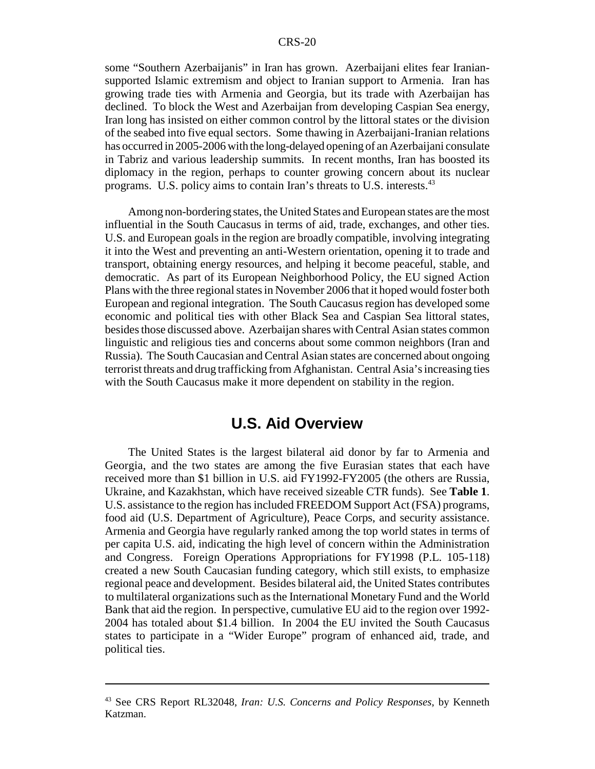some "Southern Azerbaijanis" in Iran has grown. Azerbaijani elites fear Iranian-supported Islamic extremism and object to Iranian support to Armenia. Iran has growing trade ties with Armenia and Georgia, but its trade with Azerbaijan has declined. To block the West and Azerbaijan from developing Caspian Sea energy, Iran long has insisted on either common control by the littoral states or the division of the seabed into five equal sectors. Some thawing in Azerbaijani-Iranian relations has occurred in 2005-2006 with the long-delayed opening of an Azerbaijani consulate in Tabriz and various leadership summits. In recent months, Iran has boosted its diplomacy in the region, perhaps to counter growing concern about its nuclear programs. U.S. policy aims to contain Iran's threats to U.S. interests.[43]

Among non-bordering states, the United States and European states are the most influential in the South Caucasus in terms of aid, trade, exchanges, and other ties. U.S. and European goals in the region are broadly compatible, involving integrating it into the West and preventing an anti-Western orientation, opening it to trade and transport, obtaining energy resources, and helping it become peaceful, stable, and democratic. As part of its European Neighborhood Policy, the EU signed Action Plans with the three regional states in November 2006 that it hoped would foster both European and regional integration. The South Caucasus region has developed some economic and political ties with other Black Sea and Caspian Sea littoral states, besides those discussed above. Azerbaijan shares with Central Asian states common linguistic and religious ties and concerns about some common neighbors (Iran and Russia). The South Caucasian and Central Asian states are concerned about ongoing terrorist threats and drug trafficking from Afghanistan. Central Asia's increasing ties with the South Caucasus make it more dependent on stability in the region.

## U.S. Aid Overview

The United States is the largest bilateral aid donor by far to Armenia and Georgia, and the two states are among the five Eurasian states that each have received more than $1 billion in U.S. aid FY1992-FY2005 (the others are Russia, Ukraine, and Kazakhstan, which have received sizeable CTR funds). See **Table 1**. U.S. assistance to the region has included FREEDOM Support Act (FSA) programs, food aid (U.S. Department of Agriculture), Peace Corps, and security assistance. Armenia and Georgia have regularly ranked among the top world states in terms of per capita U.S. aid, indicating the high level of concern within the Administration and Congress. Foreign Operations Appropriations for FY1998 (P.L. 105-118) created a new South Caucasian funding category, which still exists, to emphasize regional peace and development. Besides bilateral aid, the United States contributes to multilateral organizations such as the International Monetary Fund and the World Bank that aid the region. In perspective, cumulative EU aid to the region over 1992-2004 has totaled about $1.4 billion. In 2004 the EU invited the South Caucasus states to participate in a "Wider Europe" program of enhanced aid, trade, and political ties.

---

[43] See CRS Report RL32048, *Iran: U.S. Concerns and Policy Responses*, by Kenneth Katzman.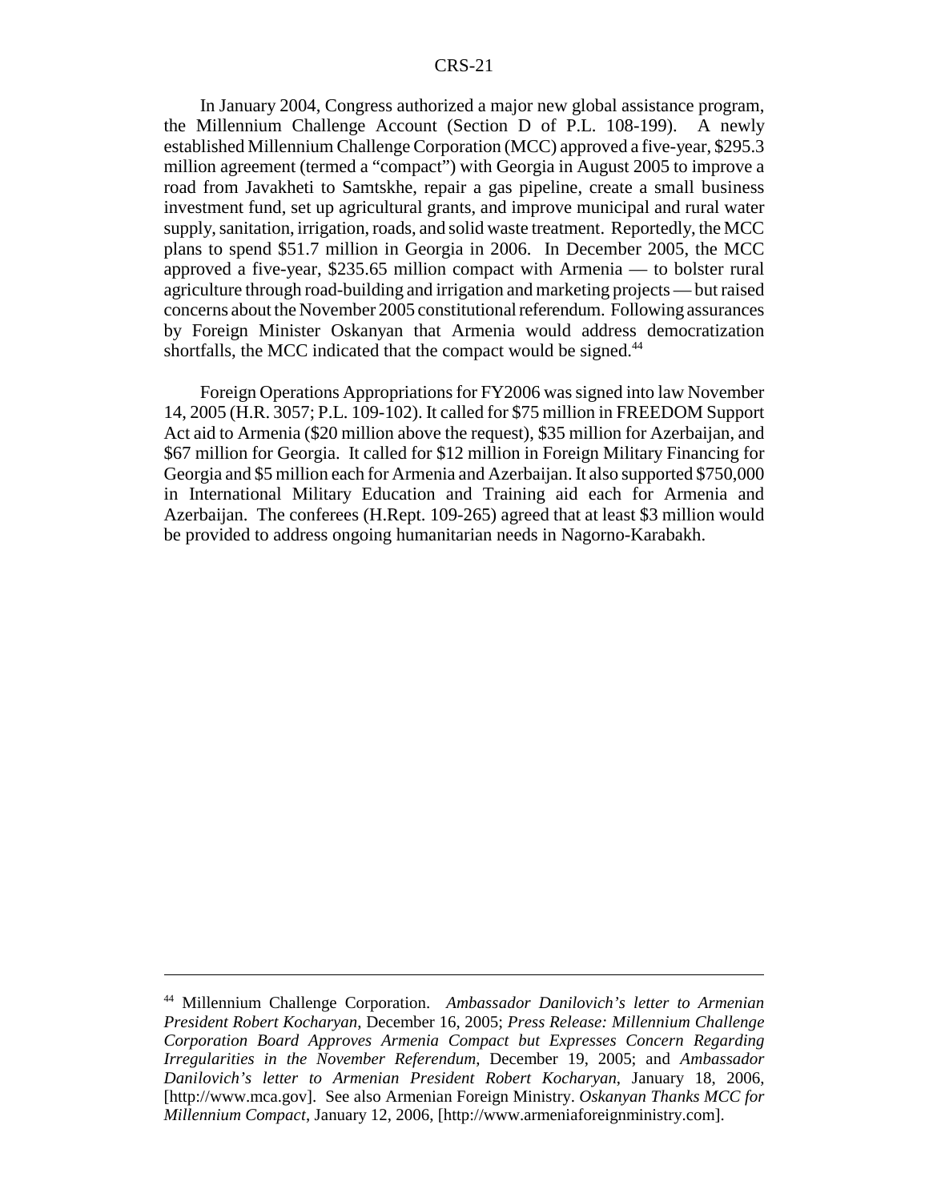In January 2004, Congress authorized a major new global assistance program, the Millennium Challenge Account (Section D of P.L. 108-199). A newly established Millennium Challenge Corporation (MCC) approved a five-year, $295.3 million agreement (termed a "compact") with Georgia in August 2005 to improve a road from Javakheti to Samtskhe, repair a gas pipeline, create a small business investment fund, set up agricultural grants, and improve municipal and rural water supply, sanitation, irrigation, roads, and solid waste treatment. Reportedly, the MCC plans to spend $51.7 million in Georgia in 2006. In December 2005, the MCC approved a five-year, $235.65 million compact with Armenia — to bolster rural agriculture through road-building and irrigation and marketing projects — but raised concerns about the November 2005 constitutional referendum. Following assurances by Foreign Minister Oskanyan that Armenia would address democratization shortfalls, the MCC indicated that the compact would be signed.[44]

Foreign Operations Appropriations for FY2006 was signed into law November 14, 2005 (H.R. 3057; P.L. 109-102). It called for $75 million in FREEDOM Support Act aid to Armenia ($20 million above the request), $35 million for Azerbaijan, and $67 million for Georgia. It called for $12 million in Foreign Military Financing for Georgia and $5 million each for Armenia and Azerbaijan. It also supported $750,000 in International Military Education and Training aid each for Armenia and Azerbaijan. The conferees (H.Rept. 109-265) agreed that at least $3 million would be provided to address ongoing humanitarian needs in Nagorno-Karabakh.

---

[44] Millennium Challenge Corporation. *Ambassador Danilovich's letter to Armenian President Robert Kocharyan*, December 16, 2005; *Press Release: Millennium Challenge Corporation Board Approves Armenia Compact but Expresses Concern Regarding Irregularities in the November Referendum*, December 19, 2005; and *Ambassador Danilovich's letter to Armenian President Robert Kocharyan*, January 18, 2006, [http://www.mca.gov]. See also Armenian Foreign Ministry. *Oskanyan Thanks MCC for Millennium Compact*, January 12, 2006, [http://www.armeniaforeignministry.com].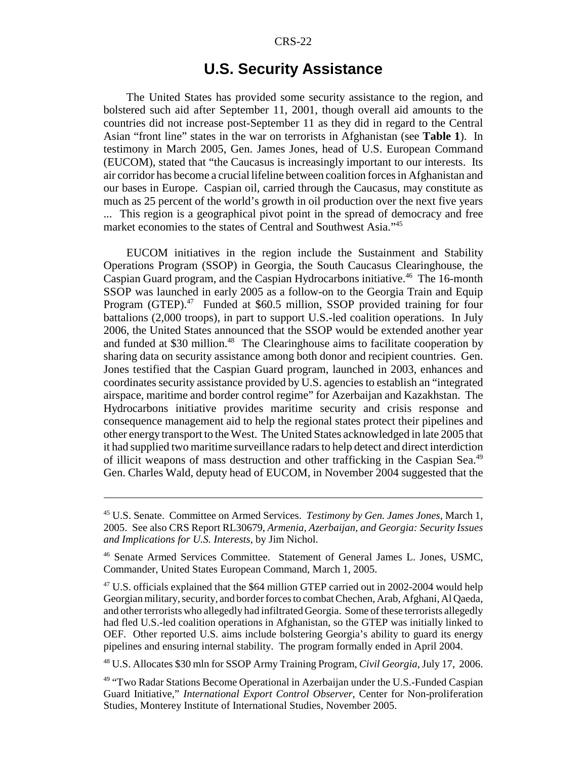## U.S. Security Assistance

The United States has provided some security assistance to the region, and bolstered such aid after September 11, 2001, though overall aid amounts to the countries did not increase post-September 11 as they did in regard to the Central Asian "front line" states in the war on terrorists in Afghanistan (see **Table 1**). In testimony in March 2005, Gen. James Jones, head of U.S. European Command (EUCOM), stated that "the Caucasus is increasingly important to our interests. Its air corridor has become a crucial lifeline between coalition forces in Afghanistan and our bases in Europe. Caspian oil, carried through the Caucasus, may constitute as much as 25 percent of the world's growth in oil production over the next five years ... This region is a geographical pivot point in the spread of democracy and free market economies to the states of Central and Southwest Asia."[45]

EUCOM initiatives in the region include the Sustainment and Stability Operations Program (SSOP) in Georgia, the South Caucasus Clearinghouse, the Caspian Guard program, and the Caspian Hydrocarbons initiative.[46] The 16-month SSOP was launched in early 2005 as a follow-on to the Georgia Train and Equip Program (GTEP).[47] Funded at $60.5 million, SSOP provided training for four battalions (2,000 troops), in part to support U.S.-led coalition operations. In July 2006, the United States announced that the SSOP would be extended another year and funded at $30 million.[48] The Clearinghouse aims to facilitate cooperation by sharing data on security assistance among both donor and recipient countries. Gen. Jones testified that the Caspian Guard program, launched in 2003, enhances and coordinates security assistance provided by U.S. agencies to establish an "integrated airspace, maritime and border control regime" for Azerbaijan and Kazakhstan. The Hydrocarbons initiative provides maritime security and crisis response and consequence management aid to help the regional states protect their pipelines and other energy transport to the West. The United States acknowledged in late 2005 that it had supplied two maritime surveillance radars to help detect and direct interdiction of illicit weapons of mass destruction and other trafficking in the Caspian Sea.[49] Gen. Charles Wald, deputy head of EUCOM, in November 2004 suggested that the

---

[45] U.S. Senate. Committee on Armed Services. *Testimony by Gen. James Jones*, March 1, 2005. See also CRS Report RL30679, *Armenia, Azerbaijan, and Georgia: Security Issues and Implications for U.S. Interests*, by Jim Nichol.

[46] Senate Armed Services Committee. Statement of General James L. Jones, USMC, Commander, United States European Command, March 1, 2005.

[47] U.S. officials explained that the $64 million GTEP carried out in 2002-2004 would help Georgian military, security, and border forces to combat Chechen, Arab, Afghani, Al Qaeda, and other terrorists who allegedly had infiltrated Georgia. Some of these terrorists allegedly had fled U.S.-led coalition operations in Afghanistan, so the GTEP was initially linked to OEF. Other reported U.S. aims include bolstering Georgia's ability to guard its energy pipelines and ensuring internal stability. The program formally ended in April 2004.

[48] U.S. Allocates $30 mln for SSOP Army Training Program, *Civil Georgia*, July 17, 2006.

[49] "Two Radar Stations Become Operational in Azerbaijan under the U.S.-Funded Caspian Guard Initiative," *International Export Control Observer*, Center for Non-proliferation Studies, Monterey Institute of International Studies, November 2005.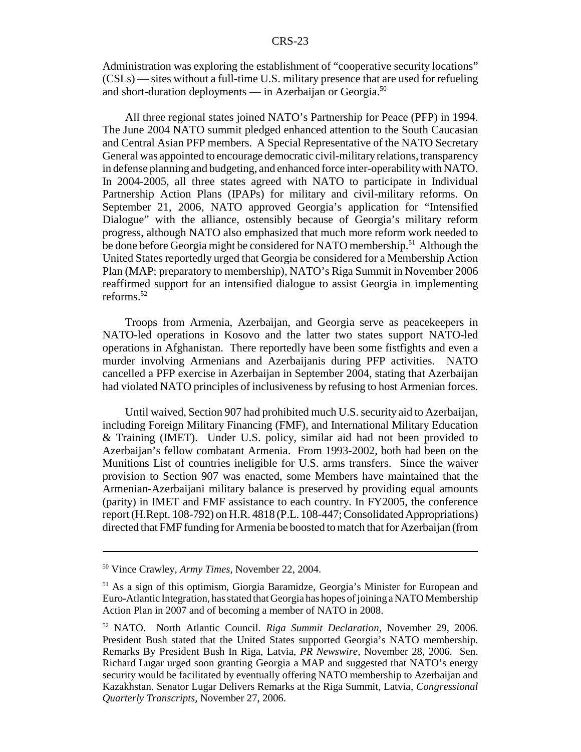Administration was exploring the establishment of "cooperative security locations" (CSLs) — sites without a full-time U.S. military presence that are used for refueling and short-duration deployments — in Azerbaijan or Georgia.[50]

All three regional states joined NATO's Partnership for Peace (PFP) in 1994. The June 2004 NATO summit pledged enhanced attention to the South Caucasian and Central Asian PFP members. A Special Representative of the NATO Secretary General was appointed to encourage democratic civil-military relations, transparency in defense planning and budgeting, and enhanced force inter-operability with NATO. In 2004-2005, all three states agreed with NATO to participate in Individual Partnership Action Plans (IPAPs) for military and civil-military reforms. On September 21, 2006, NATO approved Georgia's application for "Intensified Dialogue" with the alliance, ostensibly because of Georgia's military reform progress, although NATO also emphasized that much more reform work needed to be done before Georgia might be considered for NATO membership.[51] Although the United States reportedly urged that Georgia be considered for a Membership Action Plan (MAP; preparatory to membership), NATO's Riga Summit in November 2006 reaffirmed support for an intensified dialogue to assist Georgia in implementing reforms.[52]

Troops from Armenia, Azerbaijan, and Georgia serve as peacekeepers in NATO-led operations in Kosovo and the latter two states support NATO-led operations in Afghanistan. There reportedly have been some fistfights and even a murder involving Armenians and Azerbaijanis during PFP activities. NATO cancelled a PFP exercise in Azerbaijan in September 2004, stating that Azerbaijan had violated NATO principles of inclusiveness by refusing to host Armenian forces.

Until waived, Section 907 had prohibited much U.S. security aid to Azerbaijan, including Foreign Military Financing (FMF), and International Military Education & Training (IMET). Under U.S. policy, similar aid had not been provided to Azerbaijan's fellow combatant Armenia. From 1993-2002, both had been on the Munitions List of countries ineligible for U.S. arms transfers. Since the waiver provision to Section 907 was enacted, some Members have maintained that the Armenian-Azerbaijani military balance is preserved by providing equal amounts (parity) in IMET and FMF assistance to each country. In FY2005, the conference report (H.Rept. 108-792) on H.R. 4818 (P.L. 108-447; Consolidated Appropriations) directed that FMF funding for Armenia be boosted to match that for Azerbaijan (from

---

[50] Vince Crawley, *Army Times*, November 22, 2004.

[51] As a sign of this optimism, Giorgia Baramidze, Georgia's Minister for European and Euro-Atlantic Integration, has stated that Georgia has hopes of joining a NATO Membership Action Plan in 2007 and of becoming a member of NATO in 2008.

[52] NATO. North Atlantic Council. *Riga Summit Declaration*, November 29, 2006. President Bush stated that the United States supported Georgia's NATO membership. Remarks By President Bush In Riga, Latvia, *PR Newswire*, November 28, 2006. Sen. Richard Lugar urged soon granting Georgia a MAP and suggested that NATO's energy security would be facilitated by eventually offering NATO membership to Azerbaijan and Kazakhstan. Senator Lugar Delivers Remarks at the Riga Summit, Latvia, *Congressional Quarterly Transcripts*, November 27, 2006.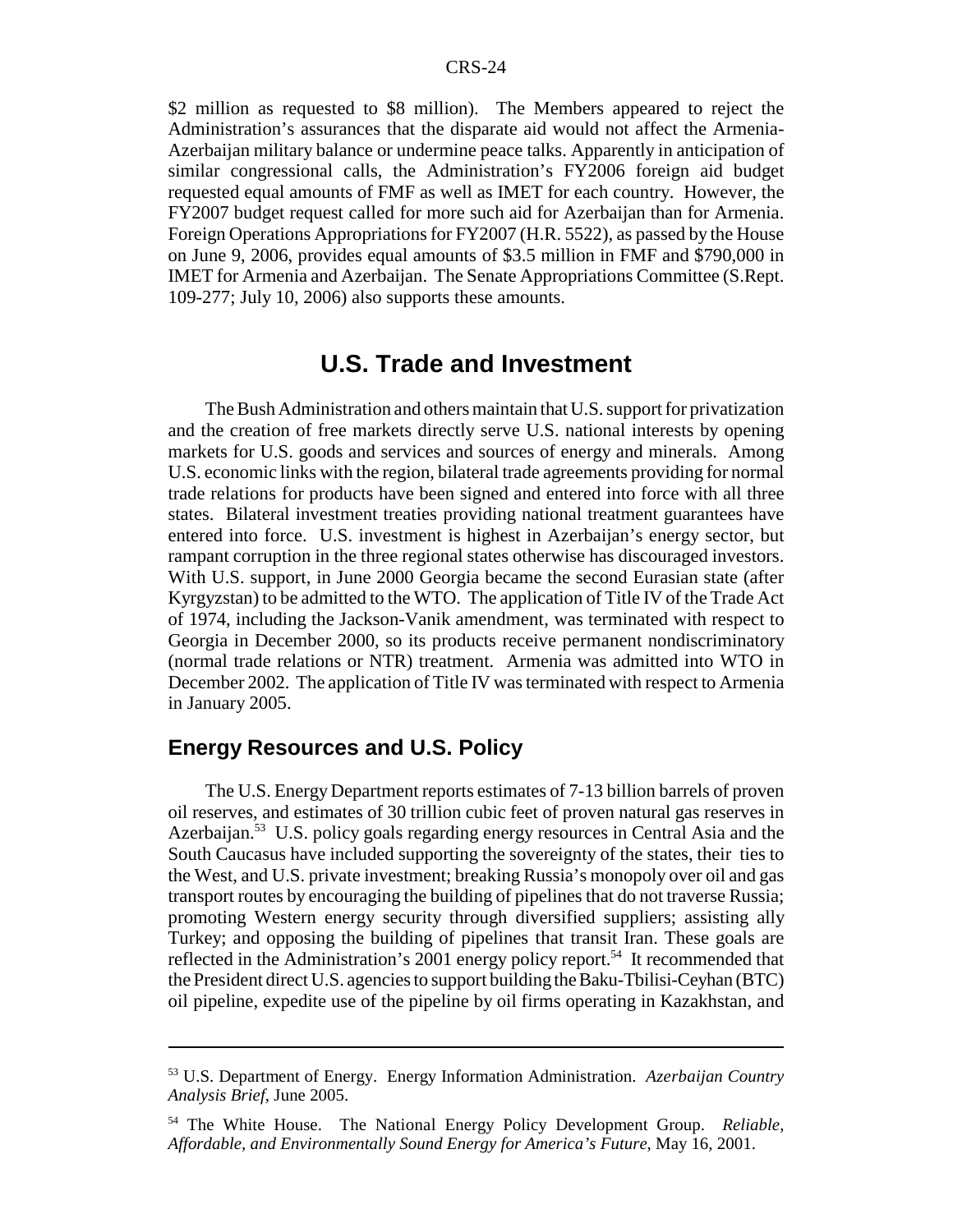$2 million as requested to $8 million). The Members appeared to reject the Administration's assurances that the disparate aid would not affect the Armenia-Azerbaijan military balance or undermine peace talks. Apparently in anticipation of similar congressional calls, the Administration's FY2006 foreign aid budget requested equal amounts of FMF as well as IMET for each country. However, the FY2007 budget request called for more such aid for Azerbaijan than for Armenia. Foreign Operations Appropriations for FY2007 (H.R. 5522), as passed by the House on June 9, 2006, provides equal amounts of $3.5 million in FMF and $790,000 in IMET for Armenia and Azerbaijan. The Senate Appropriations Committee (S.Rept. 109-277; July 10, 2006) also supports these amounts.

# U.S. Trade and Investment

The Bush Administration and others maintain that U.S. support for privatization and the creation of free markets directly serve U.S. national interests by opening markets for U.S. goods and services and sources of energy and minerals. Among U.S. economic links with the region, bilateral trade agreements providing for normal trade relations for products have been signed and entered into force with all three states. Bilateral investment treaties providing national treatment guarantees have entered into force. U.S. investment is highest in Azerbaijan's energy sector, but rampant corruption in the three regional states otherwise has discouraged investors. With U.S. support, in June 2000 Georgia became the second Eurasian state (after Kyrgyzstan) to be admitted to the WTO. The application of Title IV of the Trade Act of 1974, including the Jackson-Vanik amendment, was terminated with respect to Georgia in December 2000, so its products receive permanent nondiscriminatory (normal trade relations or NTR) treatment. Armenia was admitted into WTO in December 2002. The application of Title IV was terminated with respect to Armenia in January 2005.

## Energy Resources and U.S. Policy

The U.S. Energy Department reports estimates of 7-13 billion barrels of proven oil reserves, and estimates of 30 trillion cubic feet of proven natural gas reserves in Azerbaijan.[53] U.S. policy goals regarding energy resources in Central Asia and the South Caucasus have included supporting the sovereignty of the states, their ties to the West, and U.S. private investment; breaking Russia's monopoly over oil and gas transport routes by encouraging the building of pipelines that do not traverse Russia; promoting Western energy security through diversified suppliers; assisting ally Turkey; and opposing the building of pipelines that transit Iran. These goals are reflected in the Administration's 2001 energy policy report.[54] It recommended that the President direct U.S. agencies to support building the Baku-Tbilisi-Ceyhan (BTC) oil pipeline, expedite use of the pipeline by oil firms operating in Kazakhstan, and

---

[53] U.S. Department of Energy. Energy Information Administration. *Azerbaijan Country Analysis Brief*, June 2005.

[54] The White House. The National Energy Policy Development Group. *Reliable, Affordable, and Environmentally Sound Energy for America's Future*, May 16, 2001.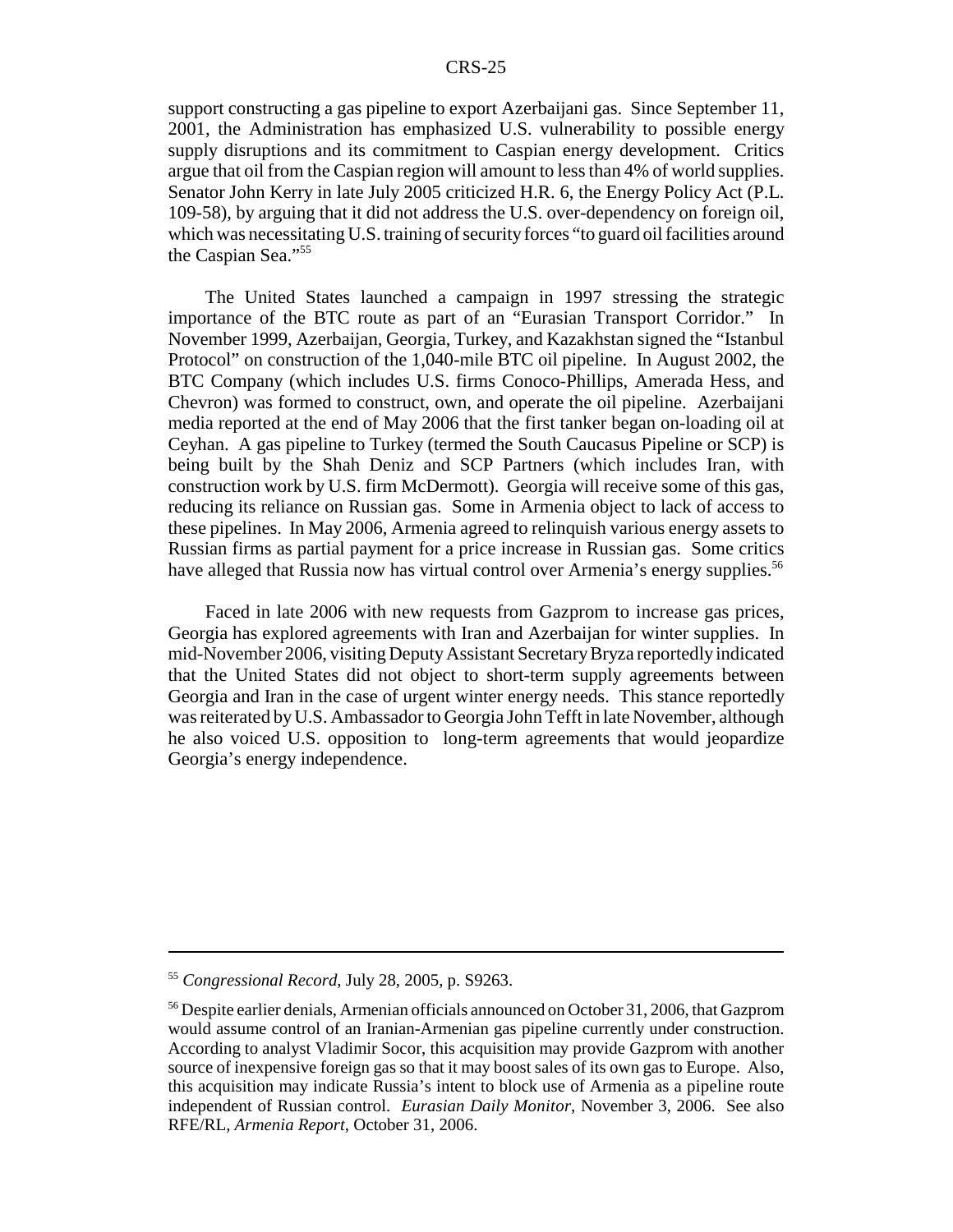support constructing a gas pipeline to export Azerbaijani gas. Since September 11, 2001, the Administration has emphasized U.S. vulnerability to possible energy supply disruptions and its commitment to Caspian energy development. Critics argue that oil from the Caspian region will amount to less than 4% of world supplies. Senator John Kerry in late July 2005 criticized H.R. 6, the Energy Policy Act (P.L. 109-58), by arguing that it did not address the U.S. over-dependency on foreign oil, which was necessitating U.S. training of security forces "to guard oil facilities around the Caspian Sea."[55]

The United States launched a campaign in 1997 stressing the strategic importance of the BTC route as part of an "Eurasian Transport Corridor." In November 1999, Azerbaijan, Georgia, Turkey, and Kazakhstan signed the "Istanbul Protocol" on construction of the 1,040-mile BTC oil pipeline. In August 2002, the BTC Company (which includes U.S. firms Conoco-Phillips, Amerada Hess, and Chevron) was formed to construct, own, and operate the oil pipeline. Azerbaijani media reported at the end of May 2006 that the first tanker began on-loading oil at Ceyhan. A gas pipeline to Turkey (termed the South Caucasus Pipeline or SCP) is being built by the Shah Deniz and SCP Partners (which includes Iran, with construction work by U.S. firm McDermott). Georgia will receive some of this gas, reducing its reliance on Russian gas. Some in Armenia object to lack of access to these pipelines. In May 2006, Armenia agreed to relinquish various energy assets to Russian firms as partial payment for a price increase in Russian gas. Some critics have alleged that Russia now has virtual control over Armenia's energy supplies.[56]

Faced in late 2006 with new requests from Gazprom to increase gas prices, Georgia has explored agreements with Iran and Azerbaijan for winter supplies. In mid-November 2006, visiting Deputy Assistant Secretary Bryza reportedly indicated that the United States did not object to short-term supply agreements between Georgia and Iran in the case of urgent winter energy needs. This stance reportedly was reiterated by U.S. Ambassador to Georgia John Tefft in late November, although he also voiced U.S. opposition to long-term agreements that would jeopardize Georgia's energy independence.

---

[55] *Congressional Record*, July 28, 2005, p. S9263.

[56] Despite earlier denials, Armenian officials announced on October 31, 2006, that Gazprom would assume control of an Iranian-Armenian gas pipeline currently under construction. According to analyst Vladimir Socor, this acquisition may provide Gazprom with another source of inexpensive foreign gas so that it may boost sales of its own gas to Europe. Also, this acquisition may indicate Russia's intent to block use of Armenia as a pipeline route independent of Russian control. *Eurasian Daily Monitor*, November 3, 2006. See also RFE/RL, *Armenia Report*, October 31, 2006.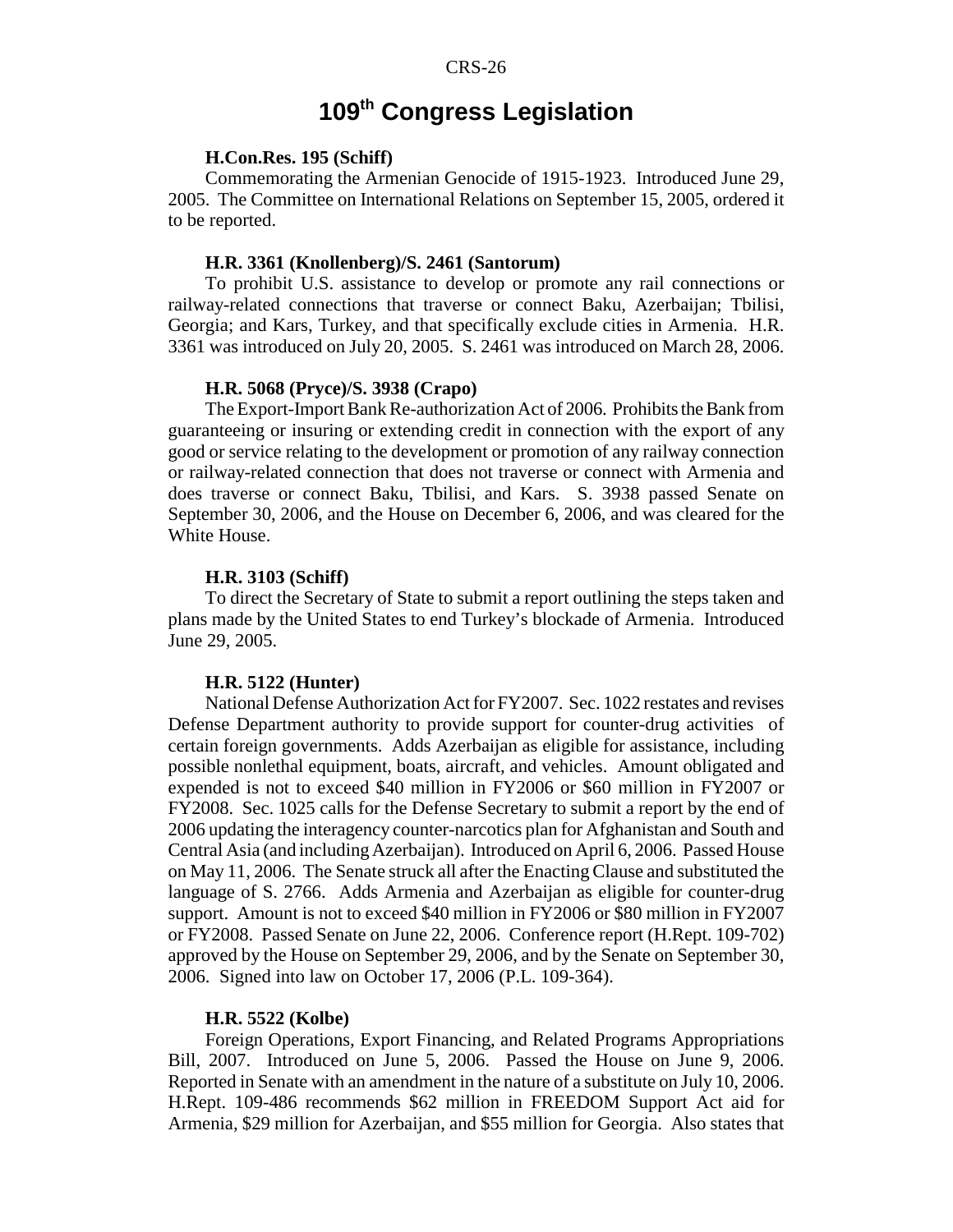# 109th Congress Legislation

**H.Con.Res. 195 (Schiff)**

Commemorating the Armenian Genocide of 1915-1923. Introduced June 29, 2005. The Committee on International Relations on September 15, 2005, ordered it to be reported.

**H.R. 3361 (Knollenberg)/S. 2461 (Santorum)**

To prohibit U.S. assistance to develop or promote any rail connections or railway-related connections that traverse or connect Baku, Azerbaijan; Tbilisi, Georgia; and Kars, Turkey, and that specifically exclude cities in Armenia. H.R. 3361 was introduced on July 20, 2005. S. 2461 was introduced on March 28, 2006.

**H.R. 5068 (Pryce)/S. 3938 (Crapo)**

The Export-Import Bank Re-authorization Act of 2006. Prohibits the Bank from guaranteeing or insuring or extending credit in connection with the export of any good or service relating to the development or promotion of any railway connection or railway-related connection that does not traverse or connect with Armenia and does traverse or connect Baku, Tbilisi, and Kars. S. 3938 passed Senate on September 30, 2006, and the House on December 6, 2006, and was cleared for the White House.

**H.R. 3103 (Schiff)**

To direct the Secretary of State to submit a report outlining the steps taken and plans made by the United States to end Turkey's blockade of Armenia. Introduced June 29, 2005.

**H.R. 5122 (Hunter)**

National Defense Authorization Act for FY2007. Sec. 1022 restates and revises Defense Department authority to provide support for counter-drug activities of certain foreign governments. Adds Azerbaijan as eligible for assistance, including possible nonlethal equipment, boats, aircraft, and vehicles. Amount obligated and expended is not to exceed $40 million in FY2006 or $60 million in FY2007 or FY2008. Sec. 1025 calls for the Defense Secretary to submit a report by the end of 2006 updating the interagency counter-narcotics plan for Afghanistan and South and Central Asia (and including Azerbaijan). Introduced on April 6, 2006. Passed House on May 11, 2006. The Senate struck all after the Enacting Clause and substituted the language of S. 2766. Adds Armenia and Azerbaijan as eligible for counter-drug support. Amount is not to exceed $40 million in FY2006 or $80 million in FY2007 or FY2008. Passed Senate on June 22, 2006. Conference report (H.Rept. 109-702) approved by the House on September 29, 2006, and by the Senate on September 30, 2006. Signed into law on October 17, 2006 (P.L. 109-364).

**H.R. 5522 (Kolbe)**

Foreign Operations, Export Financing, and Related Programs Appropriations Bill, 2007. Introduced on June 5, 2006. Passed the House on June 9, 2006. Reported in Senate with an amendment in the nature of a substitute on July 10, 2006. H.Rept. 109-486 recommends $62 million in FREEDOM Support Act aid for Armenia, $29 million for Azerbaijan, and $55 million for Georgia. Also states that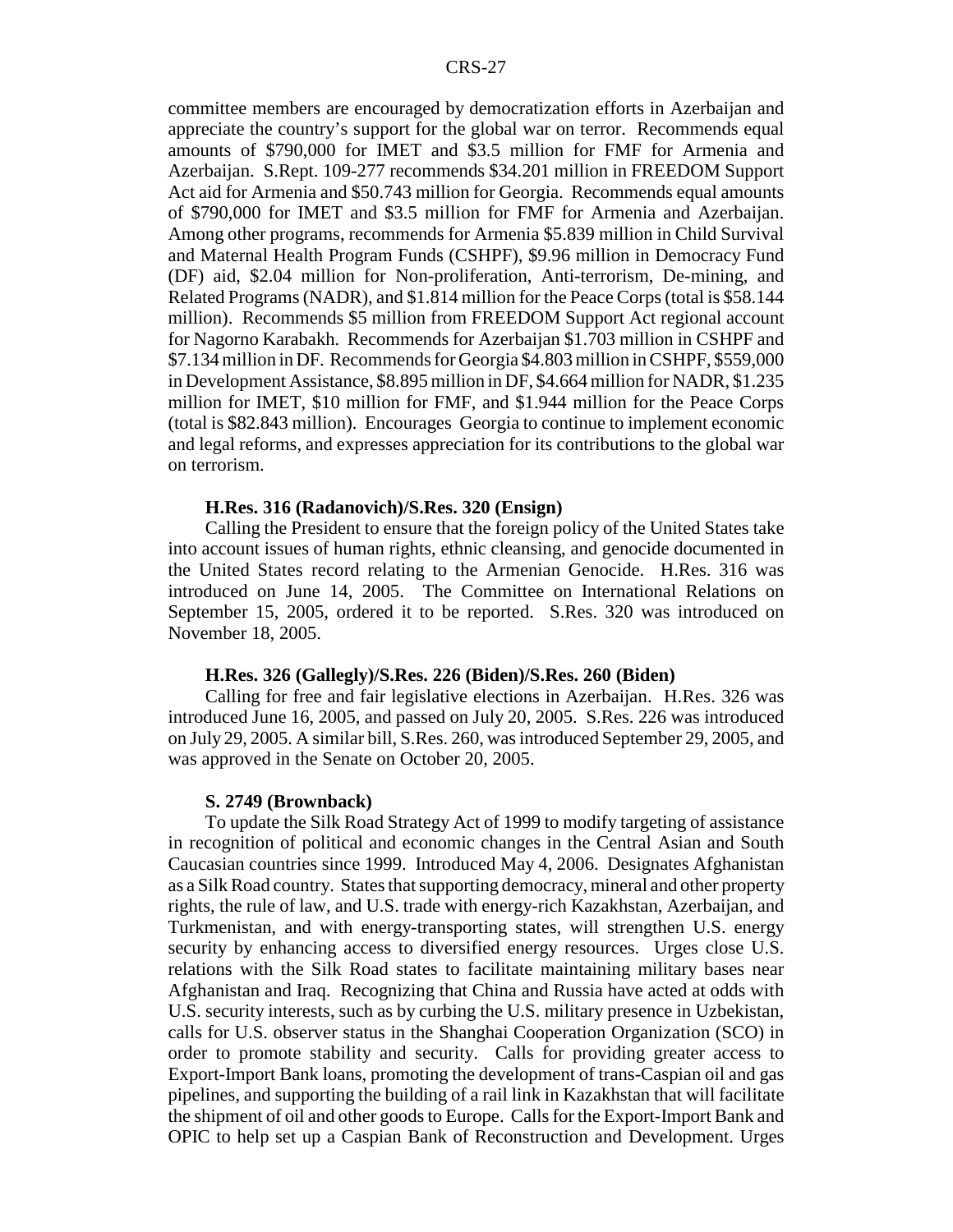committee members are encouraged by democratization efforts in Azerbaijan and appreciate the country's support for the global war on terror. Recommends equal amounts of $790,000 for IMET and $3.5 million for FMF for Armenia and Azerbaijan. S.Rept. 109-277 recommends $34.201 million in FREEDOM Support Act aid for Armenia and $50.743 million for Georgia. Recommends equal amounts of $790,000 for IMET and $3.5 million for FMF for Armenia and Azerbaijan. Among other programs, recommends for Armenia $5.839 million in Child Survival and Maternal Health Program Funds (CSHPF), $9.96 million in Democracy Fund (DF) aid, $2.04 million for Non-proliferation, Anti-terrorism, De-mining, and Related Programs (NADR), and $1.814 million for the Peace Corps (total is $58.144 million). Recommends $5 million from FREEDOM Support Act regional account for Nagorno Karabakh. Recommends for Azerbaijan $1.703 million in CSHPF and $7.134 million in DF. Recommends for Georgia $4.803 million in CSHPF, $559,000 in Development Assistance, $8.895 million in DF, $4.664 million for NADR, $1.235 million for IMET, $10 million for FMF, and $1.944 million for the Peace Corps (total is $82.843 million). Encourages Georgia to continue to implement economic and legal reforms, and expresses appreciation for its contributions to the global war on terrorism.

**H.Res. 316 (Radanovich)/S.Res. 320 (Ensign)**

Calling the President to ensure that the foreign policy of the United States take into account issues of human rights, ethnic cleansing, and genocide documented in the United States record relating to the Armenian Genocide. H.Res. 316 was introduced on June 14, 2005. The Committee on International Relations on September 15, 2005, ordered it to be reported. S.Res. 320 was introduced on November 18, 2005.

**H.Res. 326 (Gallegly)/S.Res. 226 (Biden)/S.Res. 260 (Biden)**

Calling for free and fair legislative elections in Azerbaijan. H.Res. 326 was introduced June 16, 2005, and passed on July 20, 2005. S.Res. 226 was introduced on July 29, 2005. A similar bill, S.Res. 260, was introduced September 29, 2005, and was approved in the Senate on October 20, 2005.

**S. 2749 (Brownback)**

To update the Silk Road Strategy Act of 1999 to modify targeting of assistance in recognition of political and economic changes in the Central Asian and South Caucasian countries since 1999. Introduced May 4, 2006. Designates Afghanistan as a Silk Road country. States that supporting democracy, mineral and other property rights, the rule of law, and U.S. trade with energy-rich Kazakhstan, Azerbaijan, and Turkmenistan, and with energy-transporting states, will strengthen U.S. energy security by enhancing access to diversified energy resources. Urges close U.S. relations with the Silk Road states to facilitate maintaining military bases near Afghanistan and Iraq. Recognizing that China and Russia have acted at odds with U.S. security interests, such as by curbing the U.S. military presence in Uzbekistan, calls for U.S. observer status in the Shanghai Cooperation Organization (SCO) in order to promote stability and security. Calls for providing greater access to Export-Import Bank loans, promoting the development of trans-Caspian oil and gas pipelines, and supporting the building of a rail link in Kazakhstan that will facilitate the shipment of oil and other goods to Europe. Calls for the Export-Import Bank and OPIC to help set up a Caspian Bank of Reconstruction and Development. Urges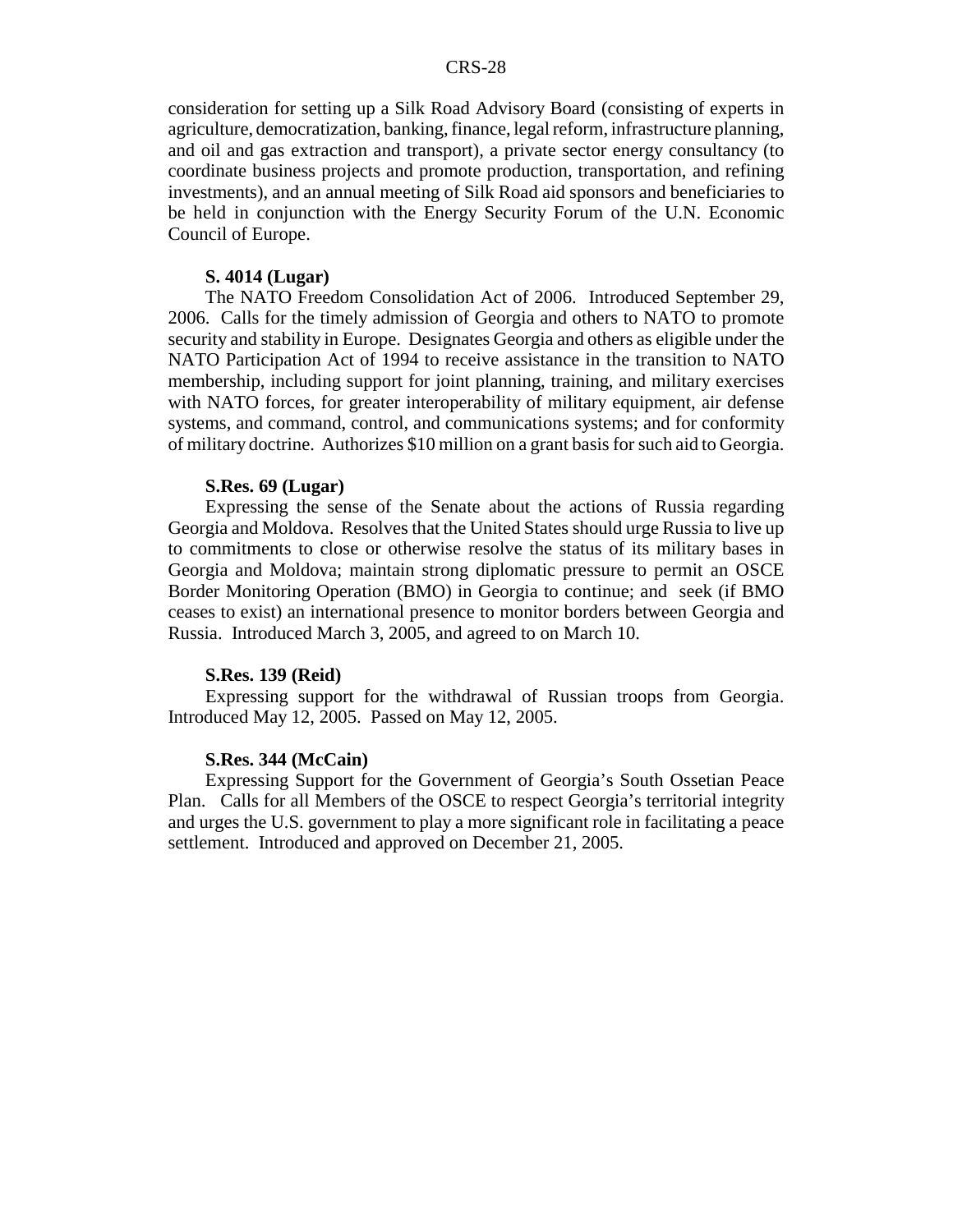consideration for setting up a Silk Road Advisory Board (consisting of experts in agriculture, democratization, banking, finance, legal reform, infrastructure planning, and oil and gas extraction and transport), a private sector energy consultancy (to coordinate business projects and promote production, transportation, and refining investments), and an annual meeting of Silk Road aid sponsors and beneficiaries to be held in conjunction with the Energy Security Forum of the U.N. Economic Council of Europe.

**S. 4014 (Lugar)**

The NATO Freedom Consolidation Act of 2006. Introduced September 29, 2006. Calls for the timely admission of Georgia and others to NATO to promote security and stability in Europe. Designates Georgia and others as eligible under the NATO Participation Act of 1994 to receive assistance in the transition to NATO membership, including support for joint planning, training, and military exercises with NATO forces, for greater interoperability of military equipment, air defense systems, and command, control, and communications systems; and for conformity of military doctrine. Authorizes $10 million on a grant basis for such aid to Georgia.

**S.Res. 69 (Lugar)**

Expressing the sense of the Senate about the actions of Russia regarding Georgia and Moldova. Resolves that the United States should urge Russia to live up to commitments to close or otherwise resolve the status of its military bases in Georgia and Moldova; maintain strong diplomatic pressure to permit an OSCE Border Monitoring Operation (BMO) in Georgia to continue; and seek (if BMO ceases to exist) an international presence to monitor borders between Georgia and Russia. Introduced March 3, 2005, and agreed to on March 10.

**S.Res. 139 (Reid)**

Expressing support for the withdrawal of Russian troops from Georgia. Introduced May 12, 2005. Passed on May 12, 2005.

**S.Res. 344 (McCain)**

Expressing Support for the Government of Georgia's South Ossetian Peace Plan. Calls for all Members of the OSCE to respect Georgia's territorial integrity and urges the U.S. government to play a more significant role in facilitating a peace settlement. Introduced and approved on December 21, 2005.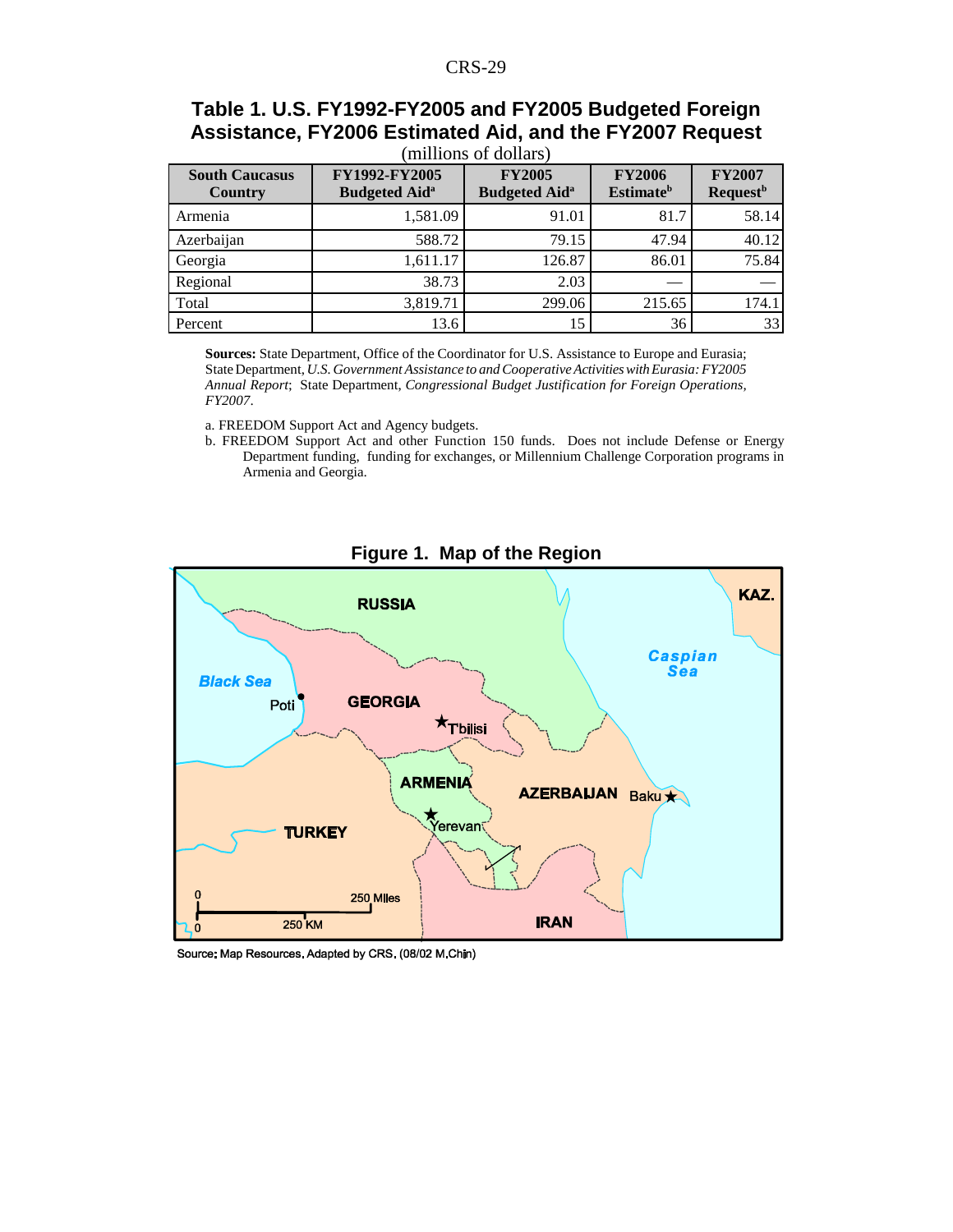## Table 1. U.S. FY1992-FY2005 and FY2005 Budgeted Foreign Assistance, FY2006 Estimated Aid, and the FY2007 Request

(millions of dollars)

| South Caucasus Country | FY1992-FY2005 Budgeted Aid[a] | FY2005 Budgeted Aid[a] | FY2006 Estimate[b] | FY2007 Request[b] |
|---|---|---|---|---|
| Armenia | 1,581.09 | 91.01 | 81.7 | 58.14 |
| Azerbaijan | 588.72 | 79.15 | 47.94 | 40.12 |
| Georgia | 1,611.17 | 126.87 | 86.01 | 75.84 |
| Regional | 38.73 | 2.03 | — | — |
| Total | 3,819.71 | 299.06 | 215.65 | 174.1 |
| Percent | 13.6 | 15 | 36 | 33 |

**Sources:** State Department, Office of the Coordinator for U.S. Assistance to Europe and Eurasia; State Department, *U.S. Government Assistance to and Cooperative Activities with Eurasia: FY2005 Annual Report*; State Department, *Congressional Budget Justification for Foreign Operations, FY2007*.

a. FREEDOM Support Act and Agency budgets.

b. FREEDOM Support Act and other Function 150 funds. Does not include Defense or Energy Department funding, funding for exchanges, or Millennium Challenge Corporation programs in Armenia and Georgia.

**Figure 1. Map of the Region**

Source: Map Resources. Adapted by CRS. (08/02 M.Chin)